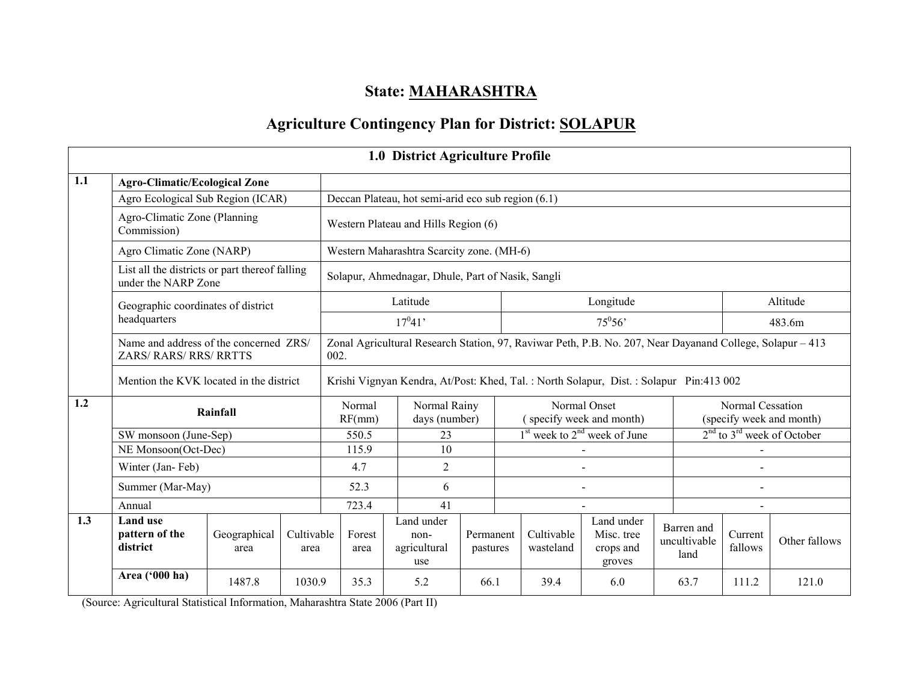# State: MAHARASHTRA

## Agriculture Contingency Plan for District: SOLAPUR

| 1.0 District Agriculture Profile | | | | | | | | | | | |
|---|---|---|---|---|---|---|---|---|---|---|---|
| **1.1** | **Agro-Climatic/Ecological Zone** | | | | | | | | | | |
| | Agro Ecological Sub Region (ICAR) | Deccan Plateau, hot semi-arid eco sub region (6.1) | | | | | | | | | |
| | Agro-Climatic Zone (Planning Commission) | Western Plateau and Hills Region (6) | | | | | | | | | |
| | Agro Climatic Zone (NARP) | Western Maharashtra Scarcity zone. (MH-6) | | | | | | | | | |
| | List all the districts or part thereof falling under the NARP Zone | Solapur, Ahmednagar, Dhule, Part of Nasik, Sangli | | | | | | | | | |
| | Geographic coordinates of district headquarters | Latitude | | | Longitude | | | | Altitude | | |
| | | $17^0 41'$ | | | $75^0 56'$ | | | | 483.6m | | |
| | Name and address of the concerned ZRS/ ZARS/ RARS/ RRS/ RRTTS | Zonal Agricultural Research Station, 97, Raviwar Peth, P.B. No. 207, Near Dayanand College, Solapur – 413 002. | | | | | | | | | |
| | Mention the KVK located in the district | Krishi Vignyan Kendra, At/Post: Khed, Tal. : North Solapur, Dist. : Solapur Pin:413 002 | | | | | | | | | |
| **1.2** | **Rainfall** | Normal RF(mm) | Normal Rainy days (number) | Normal Onset (specify week and month) | | | | Normal Cessation (specify week and month) | | | |
| | SW monsoon (June-Sep) | 550.5 | 23 | 1st week to 2nd week of June | | | | 2nd to 3rd week of October | | | |
| | NE Monsoon(Oct-Dec) | 115.9 | 10 | - | | | | - | | | |
| | Winter (Jan- Feb) | 4.7 | 2 | - | | | | - | | | |
| | Summer (Mar-May) | 52.3 | 6 | - | | | | - | | | |
| | Annual | 723.4 | 41 | - | | | | - | | | |
| **1.3** | **Land use pattern of the district** | Geographical area | Cultivable area | Forest area | Land under non-agricultural use | Permanent pastures | Cultivable wasteland | Land under Misc. tree crops and groves | Barren and uncultivable land | Current fallows | Other fallows |
| | **Area ('000 ha)** | 1487.8 | 1030.9 | 35.3 | 5.2 | 66.1 | 39.4 | 6.0 | 63.7 | 111.2 | 121.0 |

(Source: Agricultural Statistical Information, Maharashtra State 2006 (Part II)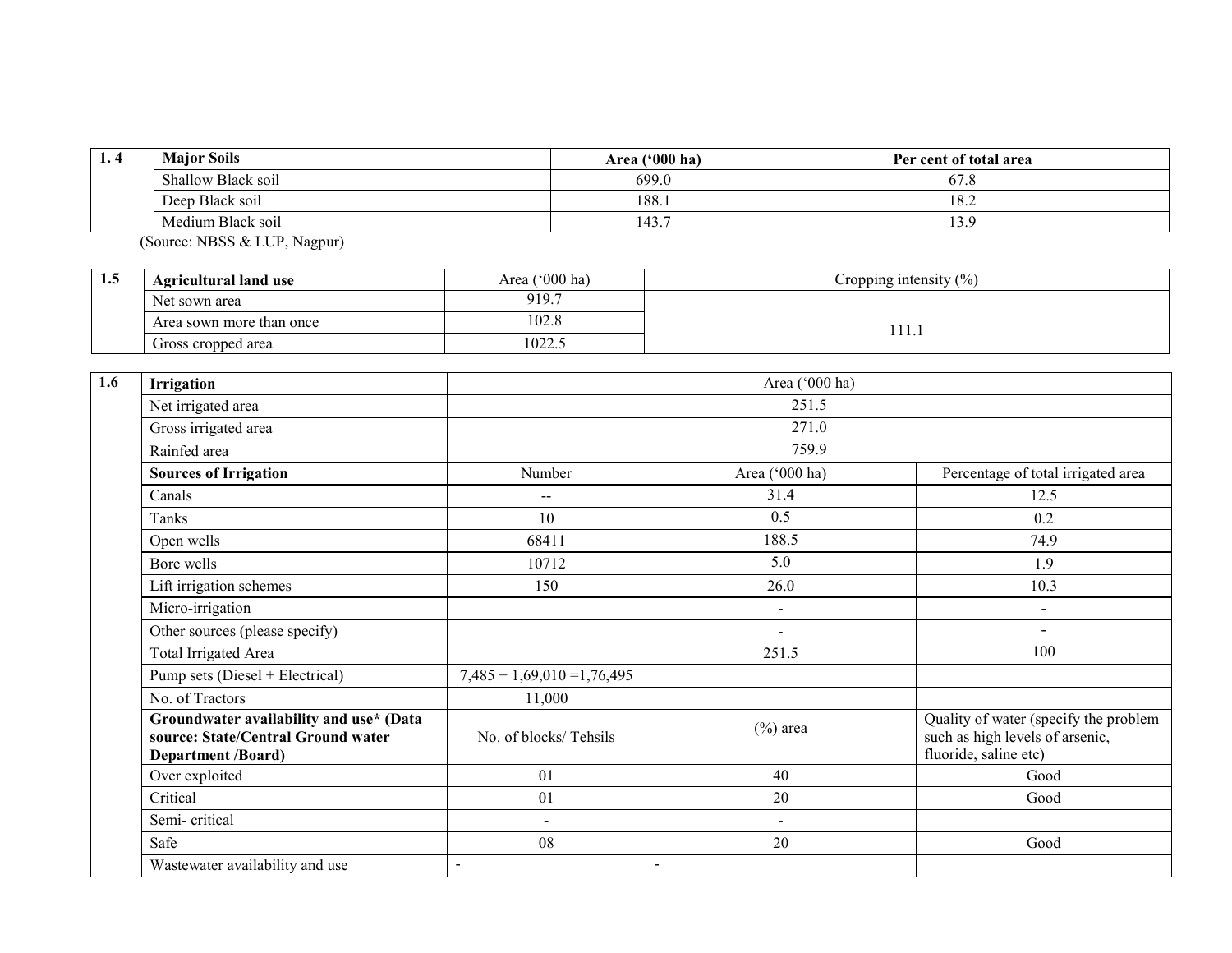| 1. 4 | Major Soils | Area ('000 ha) | Per cent of total area |
|---|---|---|---|
| | Shallow Black soil | 699.0 | 67.8 |
| | Deep Black soil | 188.1 | 18.2 |
| | Medium Black soil | 143.7 | 13.9 |

(Source: NBSS & LUP, Nagpur)

| 1.5 | Agricultural land use | Area ('000 ha) | Cropping intensity (%) |
|---|---|---|---|
| | Net sown area | 919.7 | 111.1 |
| | Area sown more than once | 102.8 | |
| | Gross cropped area | 1022.5 | |

| 1.6 | Irrigation | Area ('000 ha) | | |
|---|---|---|---|---|
| | Net irrigated area | 251.5 | | |
| | Gross irrigated area | 271.0 | | |
| | Rainfed area | 759.9 | | |
| | **Sources of Irrigation** | Number | Area ('000 ha) | Percentage of total irrigated area |
| | Canals | -- | 31.4 | 12.5 |
| | Tanks | 10 | 0.5 | 0.2 |
| | Open wells | 68411 | 188.5 | 74.9 |
| | Bore wells | 10712 | 5.0 | 1.9 |
| | Lift irrigation schemes | 150 | 26.0 | 10.3 |
| | Micro-irrigation | | - | - |
| | Other sources (please specify) | | - | - |
| | Total Irrigated Area | | 251.5 | 100 |
| | Pump sets (Diesel + Electrical) | 7,485 + 1,69,010 =1,76,495 | | |
| | No. of Tractors | 11,000 | | |
| | **Groundwater availability and use* (Data source: State/Central Ground water Department /Board)** | No. of blocks/ Tehsils | (%) area | Quality of water (specify the problem such as high levels of arsenic, fluoride, saline etc) |
| | Over exploited | 01 | 40 | Good |
| | Critical | 01 | 20 | Good |
| | Semi- critical | - | - | |
| | Safe | 08 | 20 | Good |
| | Wastewater availability and use | - | - | |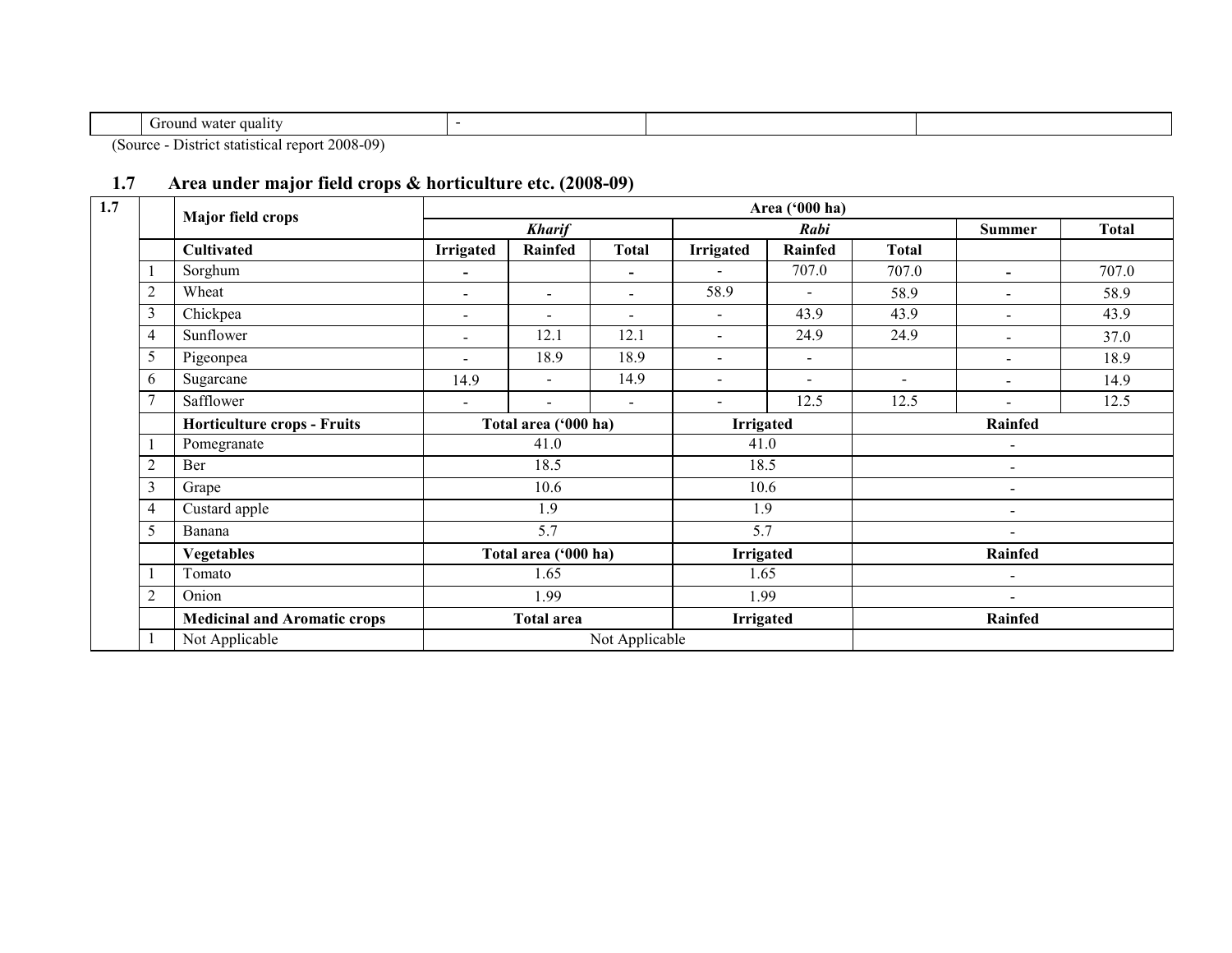| | Ground water quality | - | | |
|---|---|---|---|---|

(Source - District statistical report 2008-09)

## 1.7 Area under major field crops & horticulture etc. (2008-09)

| 1.7 | | Major field crops | Area ('000 ha) | | | | | | | |
|---|---|---|---|---|---|---|---|---|---|---|
| | | | *Kharif* | | | *Rabi* | | | Summer | Total |
| | | **Cultivated** | **Irrigated** | **Rainfed** | **Total** | **Irrigated** | **Rainfed** | **Total** | | |
| | 1 | Sorghum | - | | - | - | 707.0 | 707.0 | - | 707.0 |
| | 2 | Wheat | - | - | - | 58.9 | - | 58.9 | - | 58.9 |
| | 3 | Chickpea | - | - | - | - | 43.9 | 43.9 | - | 43.9 |
| | 4 | Sunflower | - | 12.1 | 12.1 | - | 24.9 | 24.9 | - | 37.0 |
| | 5 | Pigeonpea | - | 18.9 | 18.9 | - | - | | - | 18.9 |
| | 6 | Sugarcane | 14.9 | - | 14.9 | - | - | - | - | 14.9 |
| | 7 | Safflower | - | - | - | - | 12.5 | 12.5 | - | 12.5 |
| | | **Horticulture crops - Fruits** | **Total area ('000 ha)** | | | **Irrigated** | | **Rainfed** | | |
| | 1 | Pomegranate | 41.0 | | | 41.0 | | - | | |
| | 2 | Ber | 18.5 | | | 18.5 | | - | | |
| | 3 | Grape | 10.6 | | | 10.6 | | - | | |
| | 4 | Custard apple | 1.9 | | | 1.9 | | - | | |
| | 5 | Banana | 5.7 | | | 5.7 | | - | | |
| | | **Vegetables** | **Total area ('000 ha)** | | | **Irrigated** | | **Rainfed** | | |
| | 1 | Tomato | 1.65 | | | 1.65 | | - | | |
| | 2 | Onion | 1.99 | | | 1.99 | | - | | |
| | | **Medicinal and Aromatic crops** | **Total area** | | | **Irrigated** | | **Rainfed** | | |
| | 1 | Not Applicable | Not Applicable | | | | | | | |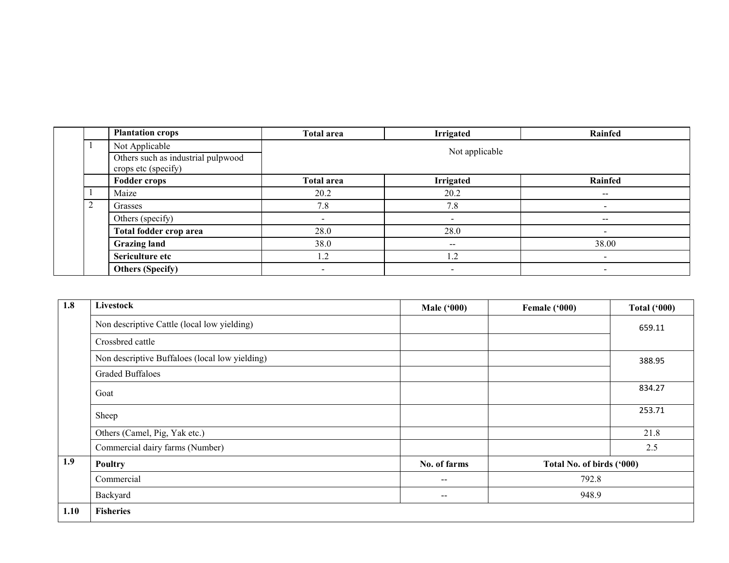| | | Plantation crops | Total area | Irrigated | Rainfed |
|---|---|---|---|---|---|
| | 1 | Not Applicable | Not applicable | | |
| | | Others such as industrial pulpwood crops etc (specify) | | | |
| | | **Fodder crops** | **Total area** | **Irrigated** | **Rainfed** |
| | 1 | Maize | 20.2 | 20.2 | -- |
| | 2 | Grasses | 7.8 | 7.8 | - |
| | | Others (specify) | - | - | -- |
| | | **Total fodder crop area** | 28.0 | 28.0 | - |
| | | **Grazing land** | 38.0 | -- | 38.00 |
| | | **Sericulture etc** | 1.2 | 1.2 | - |
| | | **Others (Specify)** | - | - | - |

| 1.8 | Livestock | Male ('000) | Female ('000) | Total ('000) |
|---|---|---|---|---|
| | Non descriptive Cattle (local low yielding) | | | 659.11 |
| | Crossbred cattle | | | |
| | Non descriptive Buffaloes (local low yielding) | | | 388.95 |
| | Graded Buffaloes | | | |
| | Goat | | | 834.27 |
| | Sheep | | | 253.71 |
| | Others (Camel, Pig, Yak etc.) | | | 21.8 |
| | Commercial dairy farms (Number) | | | 2.5 |
| **1.9** | **Poultry** | **No. of farms** | **Total No. of birds ('000)** | |
| | Commercial | -- | 792.8 | |
| | Backyard | -- | 948.9 | |
| **1.10** | **Fisheries** | | | |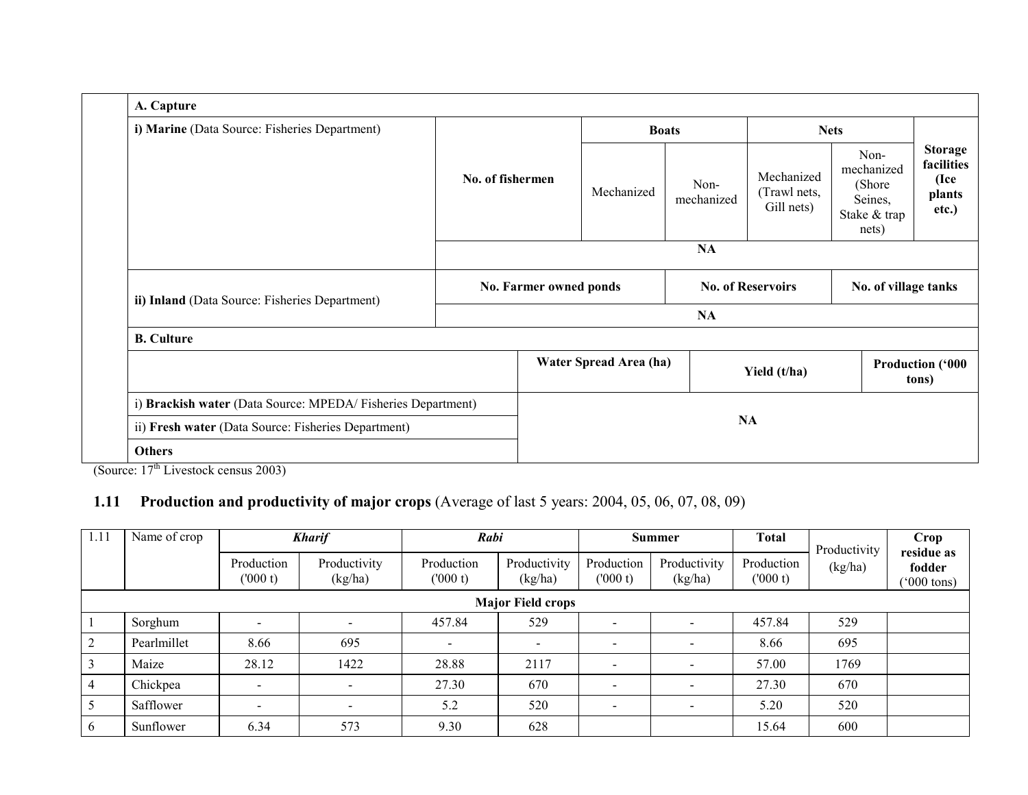| | A. Capture | | | | | | |
|---|---|---|---|---|---|---|---|
| | i) Marine (Data Source: Fisheries Department) | No. of fishermen | Boats | | Nets | | Storage facilities (Ice plants etc.) |
| | | | Mechanized | Non-mechanized | Mechanized (Trawl nets, Gill nets) | Non-mechanized (Shore Seines, Stake & trap nets) | |
| | | NA | | | | | |
| | ii) Inland (Data Source: Fisheries Department) | No. Farmer owned ponds | | No. of Reservoirs | | No. of village tanks | |
| | | NA | | | | | |
| | B. Culture | | | | | | |
| | | Water Spread Area (ha) | | Yield (t/ha) | | Production ('000 tons) | |
| | i) Brackish water (Data Source: MPEDA/ Fisheries Department) | NA | | | | | |
| | ii) Fresh water (Data Source: Fisheries Department) | | | | | | |
| | Others | | | | | | |

(Source: 17th Livestock census 2003)

## 1.11 Production and productivity of major crops (Average of last 5 years: 2004, 05, 06, 07, 08, 09)

| 1.11 | Name of crop | *Kharif* | | *Rabi* | | Summer | | Total | Productivity (kg/ha) | Crop residue as fodder ('000 tons) |
|---|---|---|---|---|---|---|---|---|---|---|
| | | Production ('000 t) | Productivity (kg/ha) | Production ('000 t) | Productivity (kg/ha) | Production ('000 t) | Productivity (kg/ha) | Production ('000 t) | | |
| | **Major Field crops** | | | | | | | | | |
| 1 | Sorghum | - | - | 457.84 | 529 | - | - | 457.84 | 529 | |
| 2 | Pearlmillet | 8.66 | 695 | - | - | - | - | 8.66 | 695 | |
| 3 | Maize | 28.12 | 1422 | 28.88 | 2117 | - | - | 57.00 | 1769 | |
| 4 | Chickpea | - | - | 27.30 | 670 | - | - | 27.30 | 670 | |
| 5 | Safflower | - | - | 5.2 | 520 | - | - | 5.20 | 520 | |
| 6 | Sunflower | 6.34 | 573 | 9.30 | 628 | | | 15.64 | 600 | |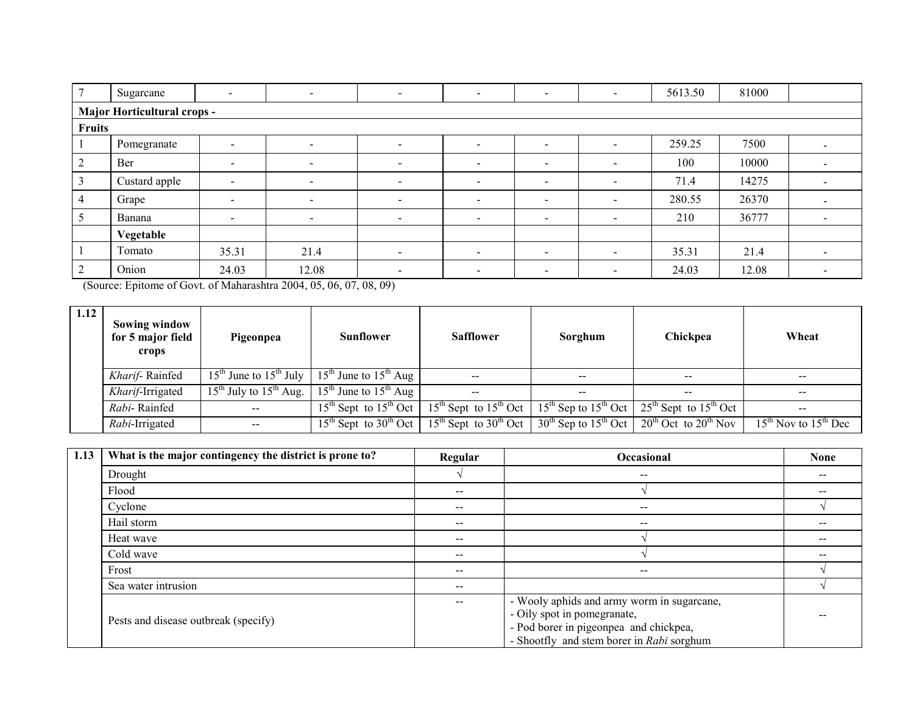| 7 | Sugarcane | - | - | - | - | - | - | 5613.50 | 81000 | |
|---|---|---|---|---|---|---|---|---|---|---|
| **Major Horticultural crops -** | | | | | | | | | | |
| **Fruits** | | | | | | | | | | |
| 1 | Pomegranate | - | - | - | - | - | - | 259.25 | 7500 | - |
| 2 | Ber | - | - | - | - | - | - | 100 | 10000 | - |
| 3 | Custard apple | - | - | - | - | - | - | 71.4 | 14275 | - |
| 4 | Grape | - | - | - | - | - | - | 280.55 | 26370 | - |
| 5 | Banana | - | - | - | - | - | - | 210 | 36777 | - |
| | **Vegetable** | | | | | | | | | |
| 1 | Tomato | 35.31 | 21.4 | - | - | - | - | 35.31 | 21.4 | - |
| 2 | Onion | 24.03 | 12.08 | - | - | - | - | 24.03 | 12.08 | - |

(Source: Epitome of Govt. of Maharashtra 2004, 05, 06, 07, 08, 09)

| 1.12 | **Sowing window for 5 major field crops** | **Pigeonpea** | **Sunflower** | **Safflower** | **Sorghum** | **Chickpea** | **Wheat** |
|---|---|---|---|---|---|---|---|
| | *Kharif*- Rainfed | 15th June to 15th July | 15th June to 15th Aug | -- | -- | -- | -- |
| | *Kharif*-Irrigated | 15th July to 15th Aug. | 15th June to 15th Aug | -- | -- | -- | -- |
| | *Rabi*- Rainfed | -- | 15th Sept to 15th Oct | 15th Sept to 15th Oct | 15th Sep to 15th Oct | 25th Sept to 15th Oct | -- |
| | *Rabi*-Irrigated | -- | 15th Sept to 30th Oct | 15th Sept to 30th Oct | 30th Sep to 15th Oct | 20th Oct to 20th Nov | 15th Nov to 15th Dec |

| 1.13 | **What is the major contingency the district is prone to?** | **Regular** | **Occasional** | **None** |
|---|---|---|---|---|
| | Drought | √ | -- | -- |
| | Flood | -- | √ | -- |
| | Cyclone | -- | -- | √ |
| | Hail storm | -- | -- | -- |
| | Heat wave | -- | √ | -- |
| | Cold wave | -- | √ | -- |
| | Frost | -- | -- | √ |
| | Sea water intrusion | -- | | √ |
| | Pests and disease outbreak (specify) | -- | - Wooly aphids and army worm in sugarcane,<br>- Oily spot in pomegranate,<br>- Pod borer in pigeonpea and chickpea,<br>- Shootfly and stem borer in *Rabi* sorghum | -- |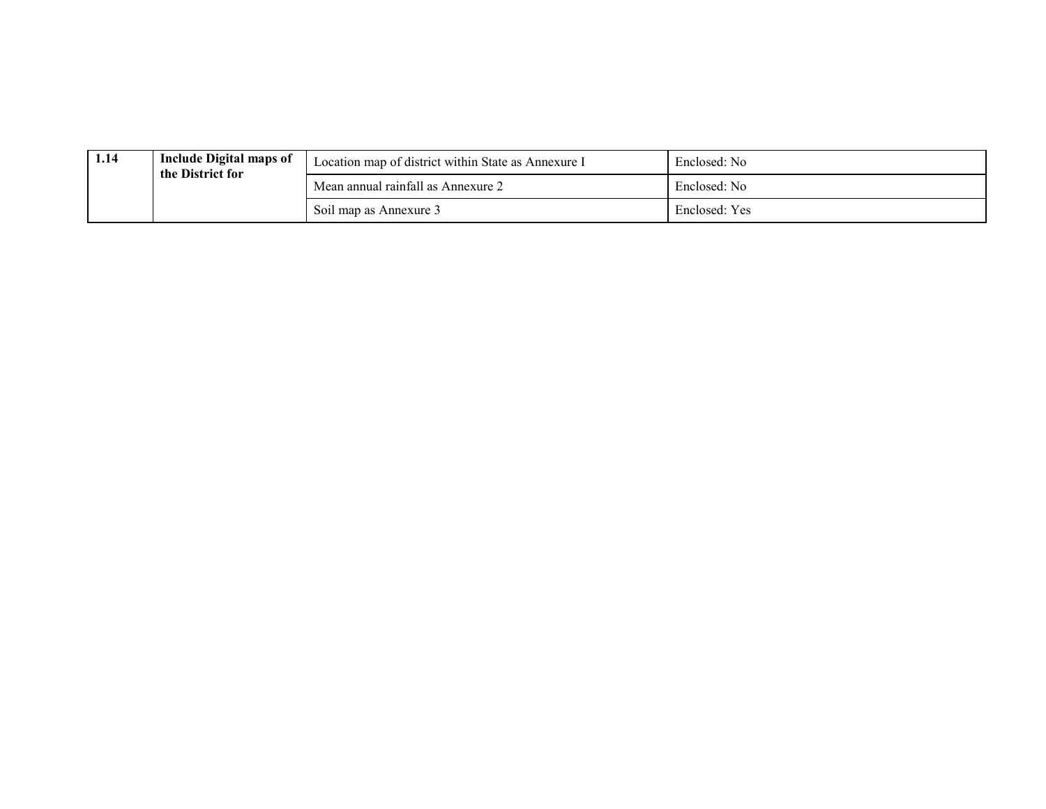| 1.14 | **Include Digital maps of the District for** | Location map of district within State as Annexure I | Enclosed: No |
|---|---|---|---|
| | | Mean annual rainfall as Annexure 2 | Enclosed: No |
| | | Soil map as Annexure 3 | Enclosed: Yes |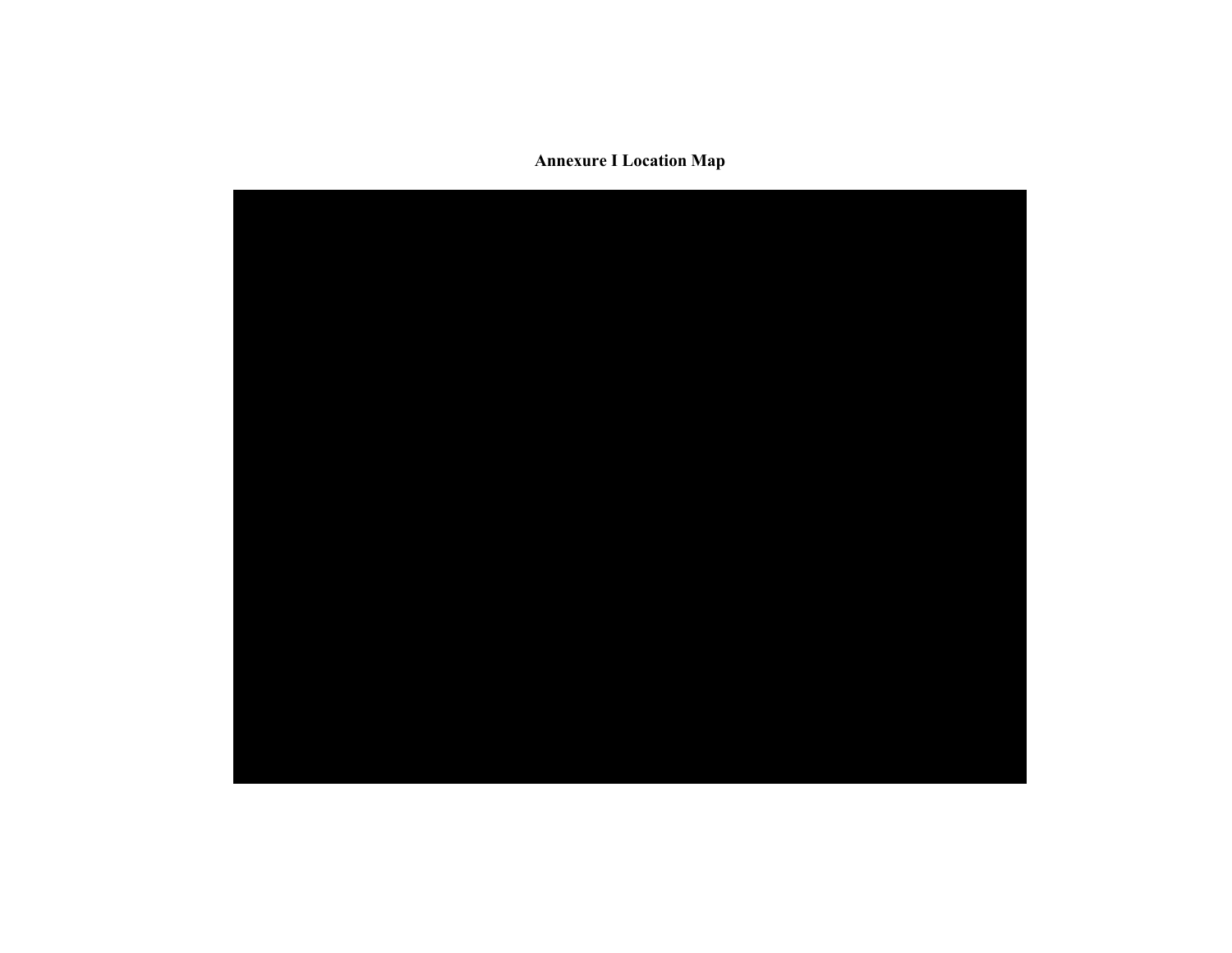**Annexure I Location Map**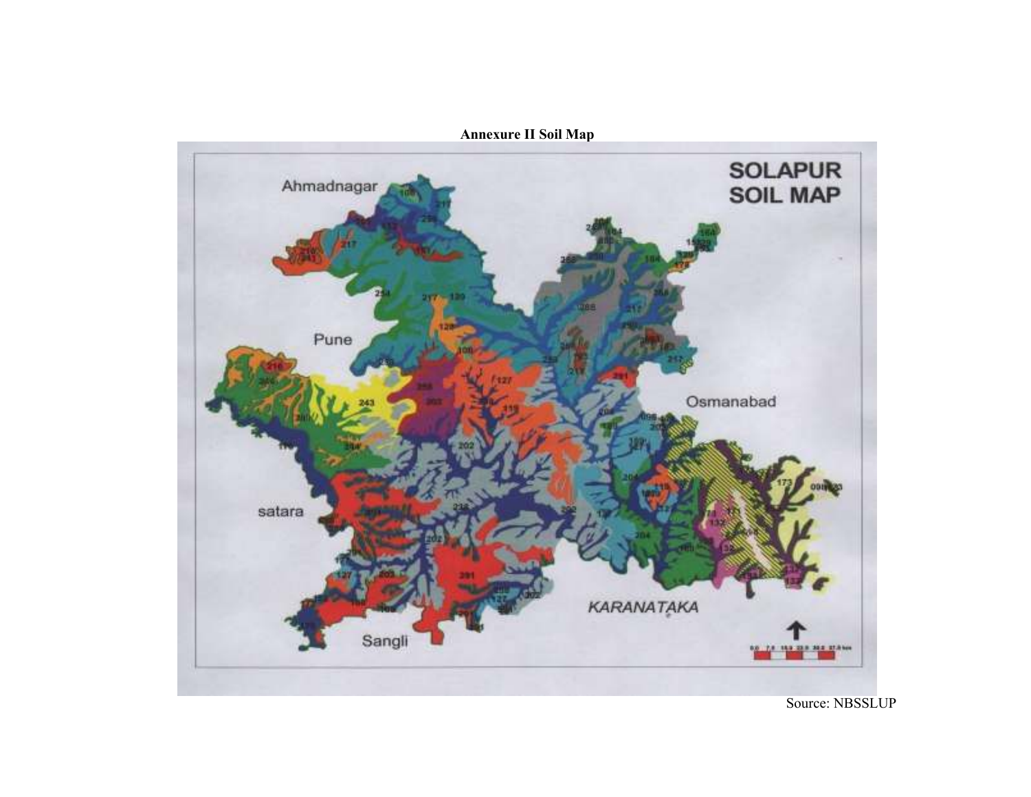**Annexure II Soil Map**

Source: NBSSLUP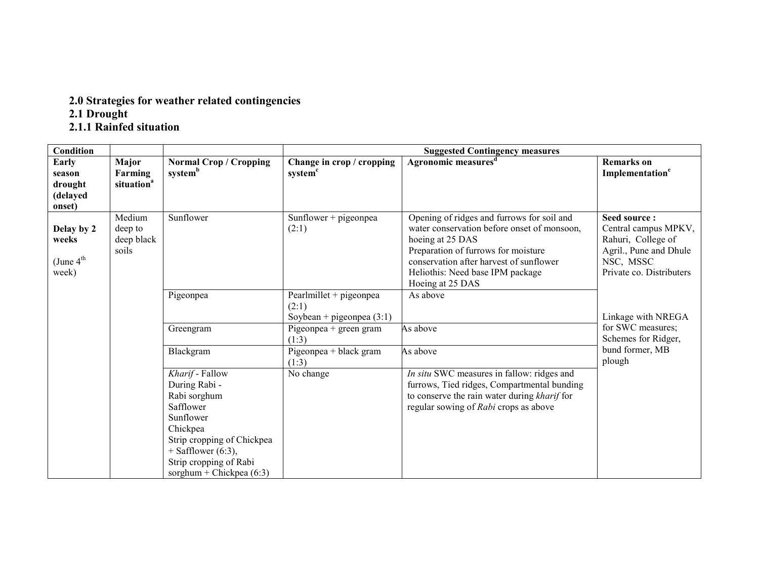## 2.0 Strategies for weather related contingencies

### 2.1 Drought

#### 2.1.1 Rainfed situation

| **Condition** | | | **Suggested Contingency measures** | | |
|---|---|---|---|---|---|
| **Early season drought (delayed onset)** | **Major Farming situation**[a] | **Normal Crop / Cropping system**[b] | **Change in crop / cropping system**[c] | **Agronomic measures**[d] | **Remarks on Implementation**[e] |
| **Delay by 2 weeks** (June 4[th] week) | Medium deep to deep black soils | Sunflower | Sunflower + pigeonpea (2:1) | Opening of ridges and furrows for soil and water conservation before onset of monsoon, hoeing at 25 DAS<br>Preparation of furrows for moisture conservation after harvest of sunflower<br>Heliothis: Need base IPM package<br>Hoeing at 25 DAS | **Seed source :** Central campus MPKV, Rahuri, College of Agril., Pune and Dhule NSC, MSSC Private co. Distributers<br><br>Linkage with NREGA for SWC measures; Schemes for Ridger, bund former, MB plough |
| | | Pigeonpea | Pearlmillet + pigeonpea (2:1)<br>Soybean + pigeonpea (3:1) | As above | |
| | | Greengram | Pigeonpea + green gram (1:3) | As above | |
| | | Blackgram | Pigeonpea + black gram (1:3) | As above | |
| | | *Kharif* - Fallow<br>During Rabi -<br>Rabi sorghum<br>Safflower<br>Sunflower<br>Chickpea<br>Strip cropping of Chickpea + Safflower (6:3),<br>Strip cropping of Rabi sorghum + Chickpea (6:3) | No change | *In situ* SWC measures in fallow: ridges and furrows, Tied ridges, Compartmental bunding to conserve the rain water during *kharif* for regular sowing of *Rabi* crops as above | |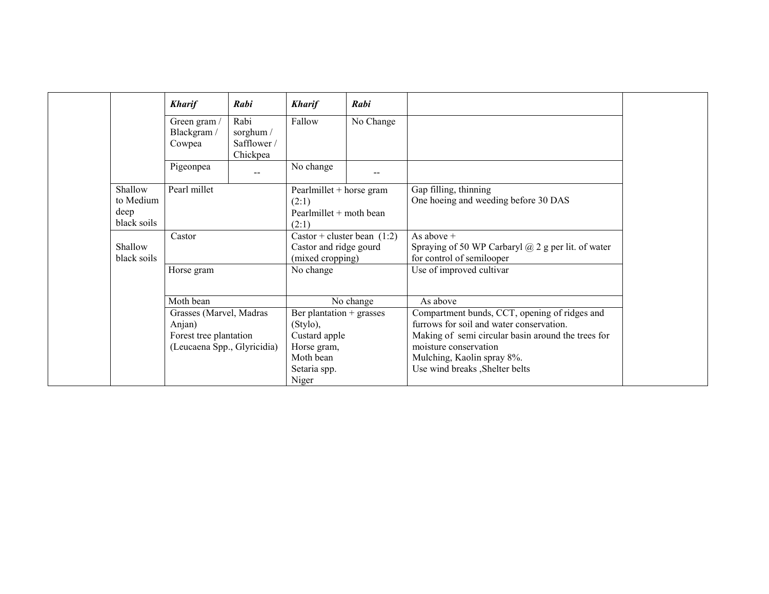| | | | | | | | |
|---|---|---|---|---|---|---|---|
| | | ***Kharif*** | ***Rabi*** | ***Kharif*** | ***Rabi*** | | |
| | | Green gram / Blackgram / Cowpea | Rabi sorghum / Safflower / Chickpea | Fallow | No Change | | |
| | | Pigeonpea | -- | No change | -- | | |
| | Shallow to Medium deep black soils | Pearl millet | | Pearlmillet + horse gram (2:1)<br>Pearlmillet + moth bean (2:1) | | Gap filling, thinning<br>One hoeing and weeding before 30 DAS | |
| | Shallow black soils | Castor | | Castor + cluster bean (1:2)<br>Castor and ridge gourd (mixed cropping) | | As above +<br>Spraying of 50 WP Carbaryl @ 2 g per lit. of water for control of semilooper | |
| | | Horse gram | | No change | | Use of improved cultivar | |
| | | Moth bean | | No change | | As above | |
| | | Grasses (Marvel, Madras Anjan)<br>Forest tree plantation (Leucaena Spp., Glyricidia) | | Ber plantation + grasses (Stylo),<br>Custard apple<br>Horse gram,<br>Moth bean<br>Setaria spp.<br>Niger | | Compartment bunds, CCT, opening of ridges and furrows for soil and water conservation.<br>Making of semi circular basin around the trees for moisture conservation<br>Mulching, Kaolin spray 8%.<br>Use wind breaks ,Shelter belts | |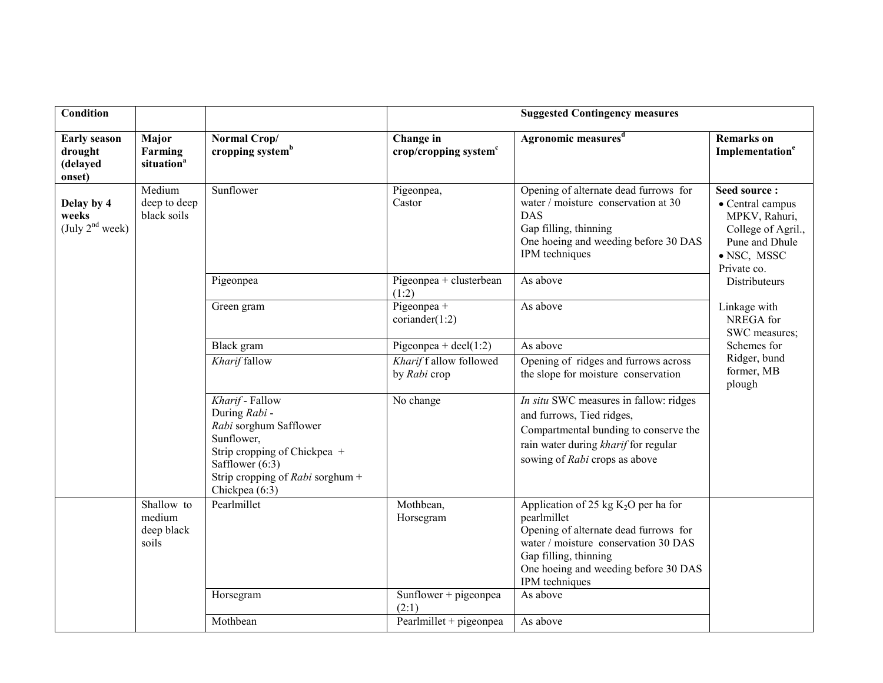| Condition | | | Suggested Contingency measures | | |
|---|---|---|---|---|---|
| **Early season drought (delayed onset)** | **Major Farming situation[a]** | **Normal Crop/ cropping system[b]** | **Change in crop/cropping system[c]** | **Agronomic measures[d]** | **Remarks on Implementation[e]** |
| **Delay by 4 weeks** (July 2[nd] week) | Medium deep to deep black soils | Sunflower | Pigeonpea, Castor | Opening of alternate dead furrows for water / moisture conservation at 30 DAS<br>Gap filling, thinning<br>One hoeing and weeding before 30 DAS<br>IPM techniques | **Seed source :**<br>• Central campus MPKV, Rahuri, College of Agril., Pune and Dhule<br>• NSC, MSSC<br>Private co. Distributeurs<br><br>Linkage with NREGA for SWC measures; Schemes for Ridger, bund former, MB plough |
| | | Pigeonpea | Pigeonpea + clusterbean (1:2) | As above | |
| | | Green gram | Pigeonpea + coriander(1:2) | As above | |
| | | Black gram | Pigeonpea + deel(1:2) | As above | |
| | | *Kharif* fallow | *Kharif* f allow followed by *Rabi* crop | Opening of ridges and furrows across the slope for moisture conservation | |
| | | *Kharif* - Fallow<br>During *Rabi* -<br>*Rabi* sorghum Safflower<br>Sunflower,<br>Strip cropping of Chickpea + Safflower (6:3)<br>Strip cropping of *Rabi* sorghum + Chickpea (6:3) | No change | *In situ* SWC measures in fallow: ridges and furrows, Tied ridges, Compartmental bunding to conserve the rain water during *kharif* for regular sowing of *Rabi* crops as above | |
| | Shallow to medium deep black soils | Pearlmillet | Mothbean, Horsegram | Application of 25 kg $K_2O$ per ha for pearlmillet<br>Opening of alternate dead furrows for water / moisture conservation 30 DAS<br>Gap filling, thinning<br>One hoeing and weeding before 30 DAS<br>IPM techniques | |
| | | Horsegram | Sunflower + pigeonpea (2:1) | As above | |
| | | Mothbean | Pearlmillet + pigeonpea | As above | |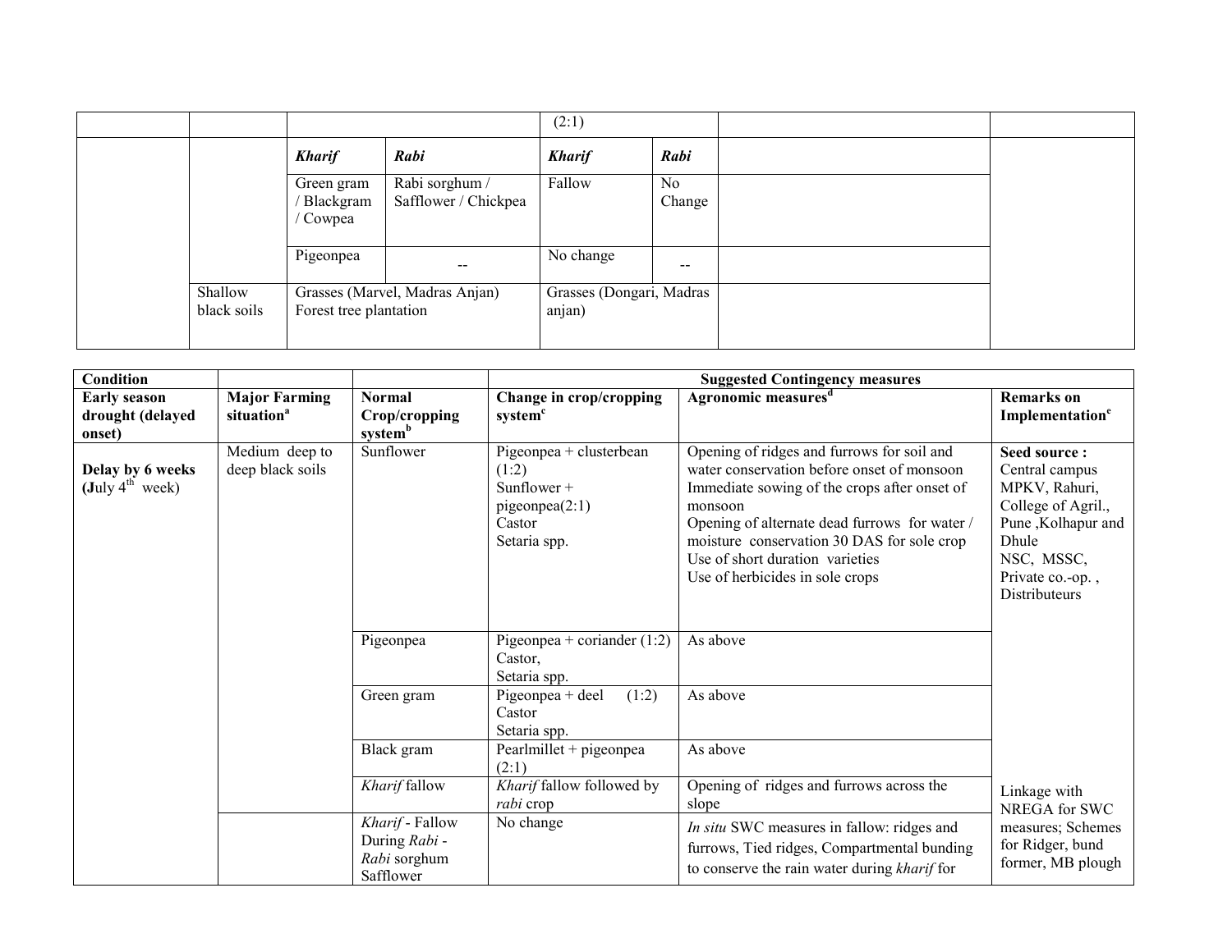| | | | | | | | |
|---|---|---|---|---|---|---|---|
| | | | | (2:1) | | | |
| | | *Kharif* | *Rabi* | *Kharif* | *Rabi* | | |
| | | Green gram / Blackgram / Cowpea | Rabi sorghum / Safflower / Chickpea | Fallow | No Change | | |
| | | Pigeonpea | -- | No change | -- | | |
| | Shallow black soils | Grasses (Marvel, Madras Anjan) Forest tree plantation | | Grasses (Dongari, Madras anjan) | | | |

| Condition | | | Suggested Contingency measures | | |
|---|---|---|---|---|---|
| **Early season drought (delayed onset)** | **Major Farming situation**[a] | **Normal Crop/cropping system**[b] | **Change in crop/cropping system**[c] | **Agronomic measures**[d] | **Remarks on Implementation**[e] |
| **Delay by 6 weeks (July 4th week)** | Medium deep to deep black soils | Sunflower | Pigeonpea + clusterbean (1:2)<br>Sunflower + pigeonpea(2:1)<br>Castor<br>Setaria spp. | Opening of ridges and furrows for soil and water conservation before onset of monsoon<br>Immediate sowing of the crops after onset of monsoon<br>Opening of alternate dead furrows for water / moisture conservation 30 DAS for sole crop<br>Use of short duration varieties<br>Use of herbicides in sole crops | **Seed source :**<br>Central campus MPKV, Rahuri, College of Agril., Pune ,Kolhapur and Dhule<br>NSC, MSSC, Private co.-op. , Distributeurs |
| | | Pigeonpea | Pigeonpea + coriander (1:2)<br>Castor,<br>Setaria spp. | As above | |
| | | Green gram | Pigeonpea + deel (1:2)<br>Castor<br>Setaria spp. | As above | |
| | | Black gram | Pearlmillet + pigeonpea (2:1) | As above | |
| | | *Kharif* fallow | *Kharif* fallow followed by *rabi* crop | Opening of ridges and furrows across the slope | Linkage with NREGA for SWC measures; Schemes for Ridger, bund former, MB plough |
| | | *Kharif* - Fallow<br>During *Rabi* - *Rabi* sorghum<br>Safflower | No change | *In situ* SWC measures in fallow: ridges and furrows, Tied ridges, Compartmental bunding to conserve the rain water during *kharif* for | |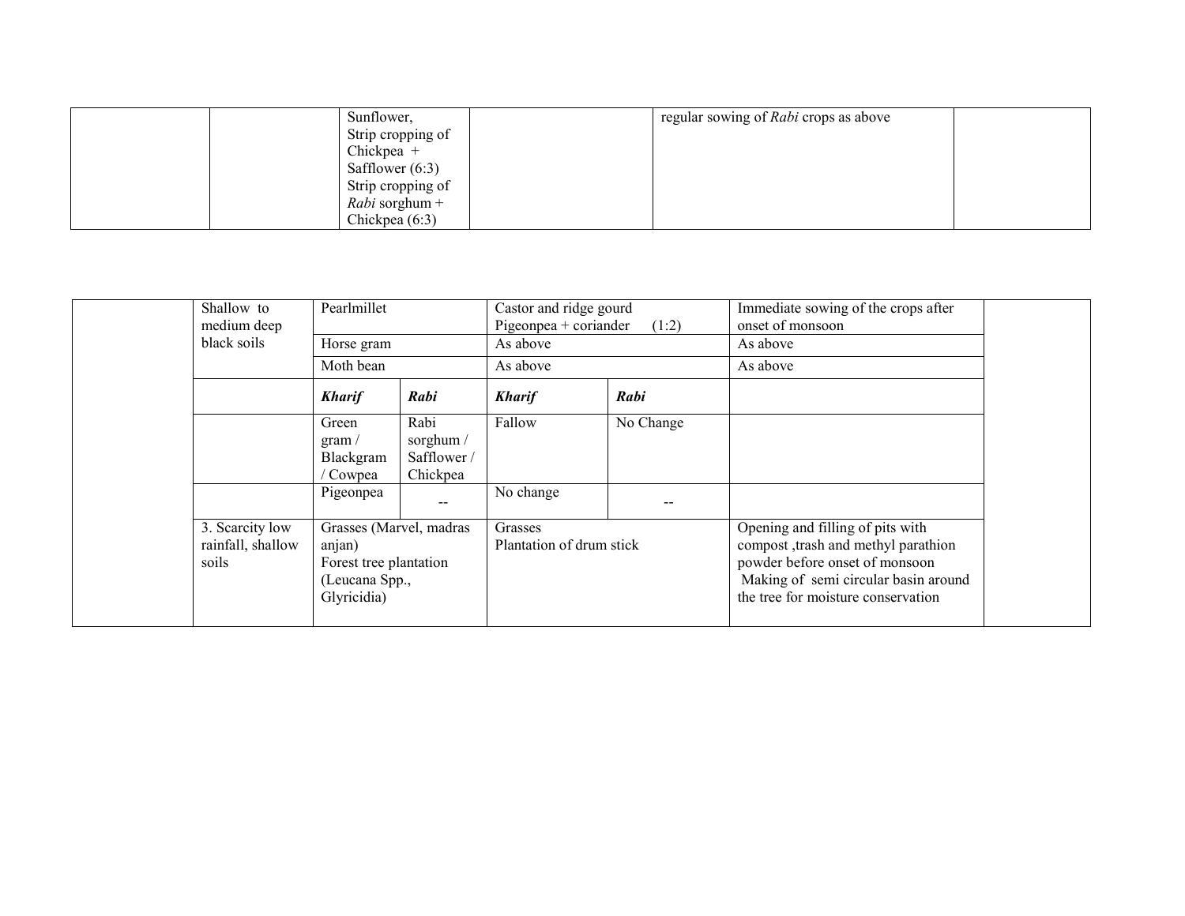| | | | | | |
|---|---|---|---|---|---|
| | | Sunflower,<br>Strip cropping of Chickpea + Safflower (6:3)<br>Strip cropping of *Rabi* sorghum + Chickpea (6:3) | | regular sowing of *Rabi* crops as above | |

| | | | | | | | |
|---|---|---|---|---|---|---|---|
| | Shallow to medium deep black soils | Pearlmillet | | Castor and ridge gourd<br>Pigeonpea + coriander (1:2) | | Immediate sowing of the crops after onset of monsoon | |
| | | Horse gram | | As above | | As above | |
| | | Moth bean | | As above | | As above | |
| | | ***Kharif*** | ***Rabi*** | ***Kharif*** | ***Rabi*** | | |
| | | Green gram / Blackgram / Cowpea | Rabi sorghum / Safflower / Chickpea | Fallow | No Change | | |
| | | Pigeonpea | -- | No change | -- | | |
| | 3. Scarcity low rainfall, shallow soils | Grasses (Marvel, madras anjan)<br>Forest tree plantation (Leucana Spp., Glyricidia) | | Grasses<br>Plantation of drum stick | | Opening and filling of pits with compost ,trash and methyl parathion powder before onset of monsoon<br>Making of semi circular basin around the tree for moisture conservation | |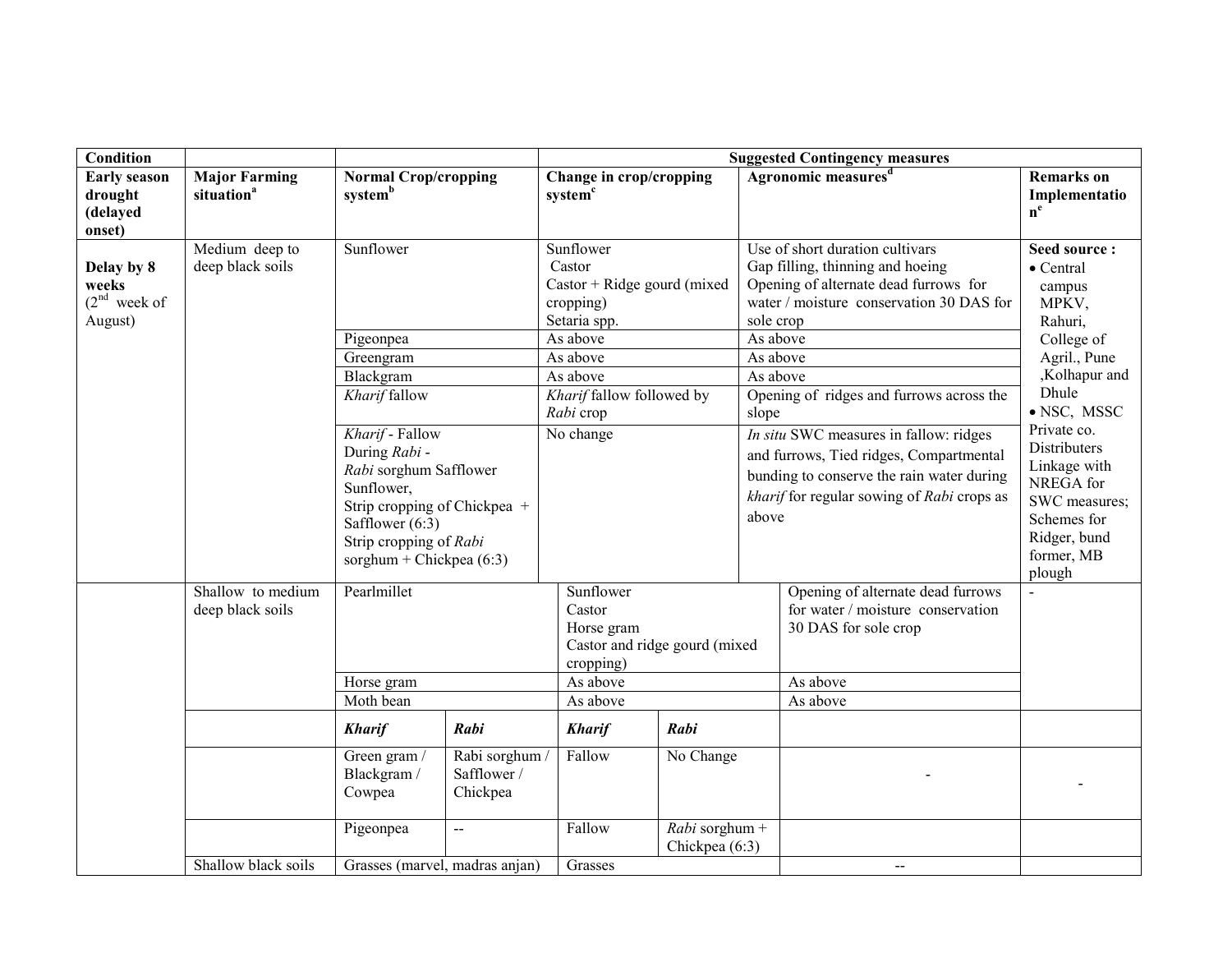| Condition | | | Suggested Contingency measures | | |
|---|---|---|---|---|---|
| **Early season drought (delayed onset)** | **Major Farming situation[a]** | **Normal Crop/cropping system[b]** | **Change in crop/cropping system[c]** | **Agronomic measures[d]** | **Remarks on Implementation[e]** |
| **Delay by 8 weeks** (2[nd] week of August) | Medium deep to deep black soils | Sunflower | Sunflower<br>Castor<br>Castor + Ridge gourd (mixed cropping)<br>Setaria spp. | Use of short duration cultivars<br>Gap filling, thinning and hoeing<br>Opening of alternate dead furrows for water / moisture conservation 30 DAS for sole crop | **Seed source :**<br>• Central campus MPKV, Rahuri, College of Agril., Pune ,Kolhapur and Dhule<br>• NSC, MSSC Private co. Distributers Linkage with NREGA for SWC measures; Schemes for Ridger, bund former, MB plough |
| | | Pigeonpea | As above | As above | |
| | | Greengram | As above | As above | |
| | | Blackgram | As above | As above | |
| | | *Kharif* fallow | *Kharif* fallow followed by *Rabi* crop | Opening of ridges and furrows across the slope | |
| | | *Kharif* - Fallow<br>During *Rabi* -<br>*Rabi* sorghum Safflower Sunflower,<br>Strip cropping of Chickpea + Safflower (6:3)<br>Strip cropping of *Rabi* sorghum + Chickpea (6:3) | No change | *In situ* SWC measures in fallow: ridges and furrows, Tied ridges, Compartmental bunding to conserve the rain water during *kharif* for regular sowing of *Rabi* crops as above | |

| | Major Farming situation | Normal Crop/cropping system | | Change in crop/cropping system | | Agronomic measures | Remarks on Implementation |
|---|---|---|---|---|---|---|---|
| | Shallow to medium deep black soils | Pearlmillet | | Sunflower<br>Castor<br>Horse gram<br>Castor and ridge gourd (mixed cropping) | | Opening of alternate dead furrows for water / moisture conservation 30 DAS for sole crop | - |
| | | Horse gram | | As above | | As above | |
| | | Moth bean | | As above | | As above | |
| | | ***Kharif*** | ***Rabi*** | ***Kharif*** | ***Rabi*** | | |
| | | Green gram / Blackgram / Cowpea | Rabi sorghum / Safflower / Chickpea | Fallow | No Change | - | - |
| | | Pigeonpea | -- | Fallow | *Rabi* sorghum + Chickpea (6:3) | | |
| | Shallow black soils | Grasses (marvel, madras anjan) | | Grasses | | -- | |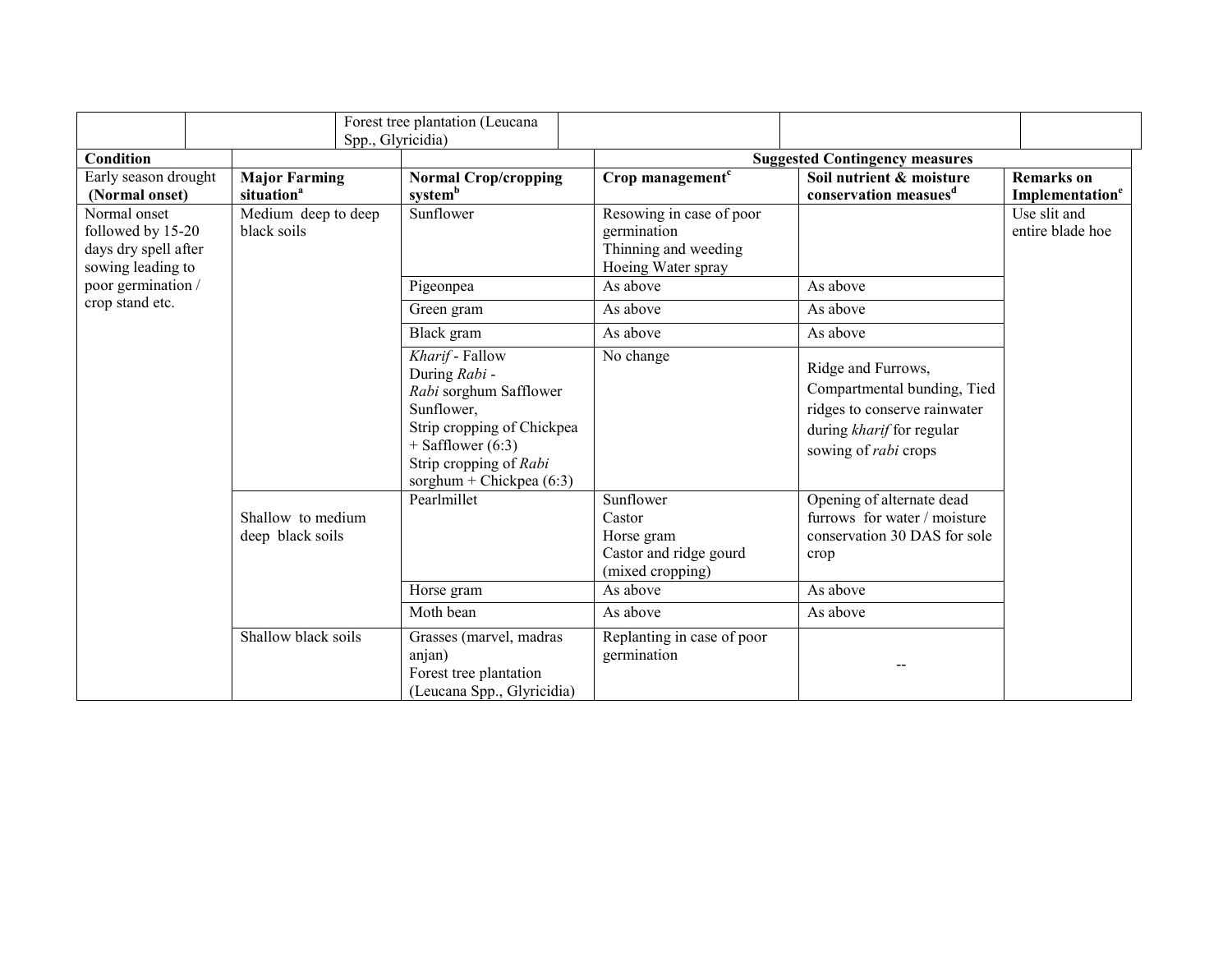| | | Forest tree plantation (Leucana Spp., Glyricidia) | | | |
|---|---|---|---|---|---|

| Condition | | | Suggested Contingency measures | | |
|---|---|---|---|---|---|
| Early season drought **(Normal onset)** | **Major Farming situation[a]** | **Normal Crop/cropping system[b]** | **Crop management[c]** | **Soil nutrient & moisture conservation measues[d]** | **Remarks on Implementation[e]** |
| Normal onset followed by 15-20 days dry spell after sowing leading to poor germination / crop stand etc. | Medium deep to deep black soils | Sunflower | Resowing in case of poor germination<br>Thinning and weeding<br>Hoeing Water spray | | Use slit and entire blade hoe |
| | | Pigeonpea | As above | As above | |
| | | Green gram | As above | As above | |
| | | Black gram | As above | As above | |
| | | *Kharif* - Fallow<br>During *Rabi* -<br>*Rabi* sorghum Safflower Sunflower,<br>Strip cropping of Chickpea + Safflower (6:3)<br>Strip cropping of *Rabi* sorghum + Chickpea (6:3) | No change | Ridge and Furrows, Compartmental bunding, Tied ridges to conserve rainwater during *kharif* for regular sowing of *rabi* crops | |
| | Shallow to medium deep black soils | Pearlmillet | Sunflower<br>Castor<br>Horse gram<br>Castor and ridge gourd (mixed cropping) | Opening of alternate dead furrows for water / moisture conservation 30 DAS for sole crop | |
| | | Horse gram | As above | As above | |
| | | Moth bean | As above | As above | |
| | Shallow black soils | Grasses (marvel, madras anjan)<br>Forest tree plantation (Leucana Spp., Glyricidia) | Replanting in case of poor germination | -- | |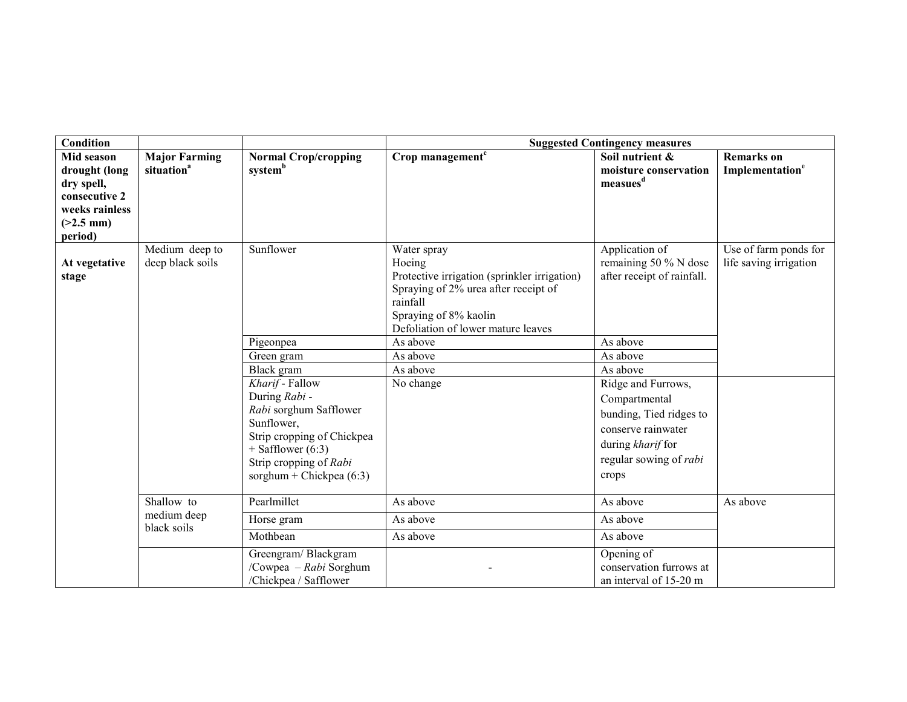| Condition | | | Suggested Contingency measures | | |
|---|---|---|---|---|---|
| **Mid season drought (long dry spell, consecutive 2 weeks rainless (>2.5 mm) period)** | **Major Farming situation[a]** | **Normal Crop/cropping system[b]** | **Crop management[c]** | **Soil nutrient & moisture conservation measues[d]** | **Remarks on Implementation[e]** |
| **At vegetative stage** | Medium deep to deep black soils | Sunflower | Water spray<br>Hoeing<br>Protective irrigation (sprinkler irrigation)<br>Spraying of 2% urea after receipt of rainfall<br>Spraying of 8% kaolin<br>Defoliation of lower mature leaves | Application of remaining 50 % N dose after receipt of rainfall. | Use of farm ponds for life saving irrigation |
| | | Pigeonpea | As above | As above | |
| | | Green gram | As above | As above | |
| | | Black gram | As above | As above | |
| | | *Kharif* - Fallow<br>During *Rabi* -<br>*Rabi* sorghum Safflower Sunflower,<br>Strip cropping of Chickpea + Safflower (6:3)<br>Strip cropping of *Rabi* sorghum + Chickpea (6:3) | No change | Ridge and Furrows, Compartmental bunding, Tied ridges to conserve rainwater during *kharif* for regular sowing of *rabi* crops | |
| | Shallow to medium deep black soils | Pearlmillet | As above | As above | As above |
| | | Horse gram | As above | As above | |
| | | Mothbean | As above | As above | |
| | | Greengram/ Blackgram /Cowpea – *Rabi* Sorghum /Chickpea / Safflower | - | Opening of conservation furrows at an interval of 15-20 m | |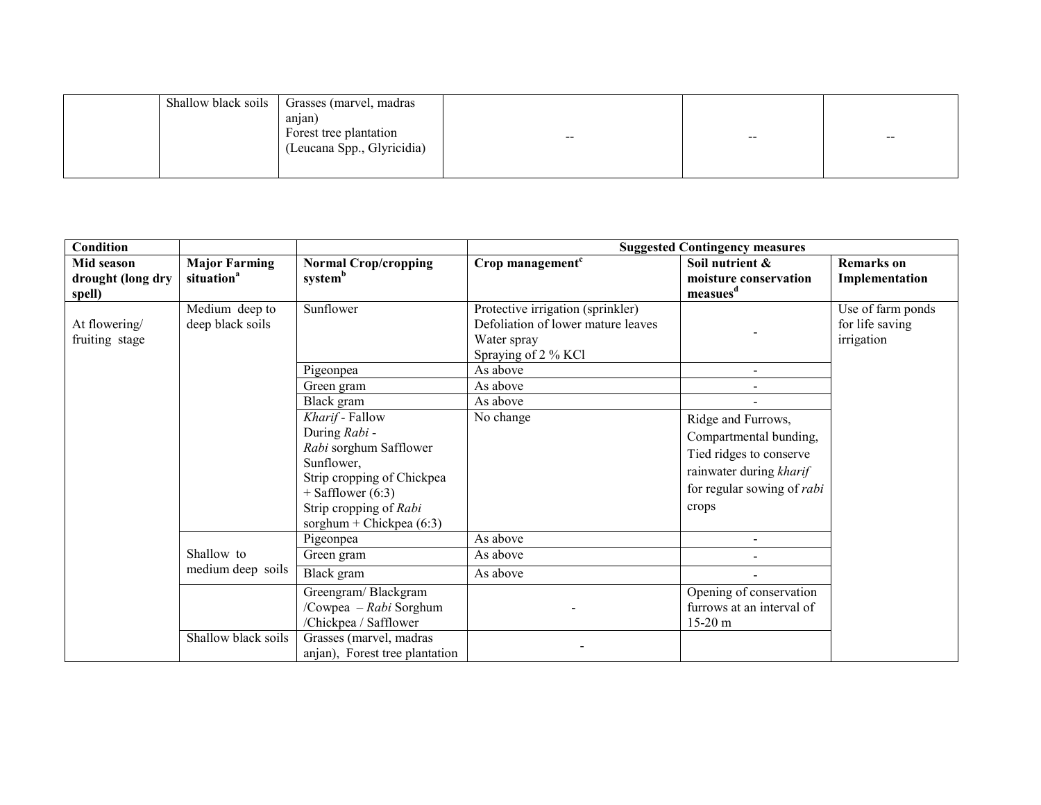|  | Shallow black soils | Grasses (marvel, madras anjan)<br>Forest tree plantation (Leucana Spp., Glyricidia) | -- | -- | -- |
|---|---|---|---|---|---|

| Condition |  |  | Suggested Contingency measures |  |  |
|---|---|---|---|---|---|
| **Mid season drought (long dry spell)** | **Major Farming situation[a]** | **Normal Crop/cropping system[b]** | **Crop management[c]** | **Soil nutrient & moisture conservation measues[d]** | **Remarks on Implementation** |
| At flowering/ fruiting stage | Medium deep to deep black soils | Sunflower | Protective irrigation (sprinkler)<br>Defoliation of lower mature leaves<br>Water spray<br>Spraying of 2 % KCl | - | Use of farm ponds for life saving irrigation |
|  |  | Pigeonpea | As above | - |  |
|  |  | Green gram | As above | - |  |
|  |  | Black gram | As above | - |  |
|  |  | *Kharif* - Fallow<br>During *Rabi* -<br>*Rabi* sorghum Safflower Sunflower,<br>Strip cropping of Chickpea + Safflower (6:3)<br>Strip cropping of *Rabi* sorghum + Chickpea (6:3) | No change | Ridge and Furrows, Compartmental bunding, Tied ridges to conserve rainwater during *kharif* for regular sowing of *rabi* crops |  |
|  | Shallow to medium deep soils | Pigeonpea | As above | - |  |
|  |  | Green gram | As above | - |  |
|  |  | Black gram | As above | - |  |
|  |  | Greengram/ Blackgram /Cowpea – *Rabi* Sorghum /Chickpea / Safflower | - | Opening of conservation furrows at an interval of 15-20 m |  |
|  | Shallow black soils | Grasses (marvel, madras anjan), Forest tree plantation | - |  |  |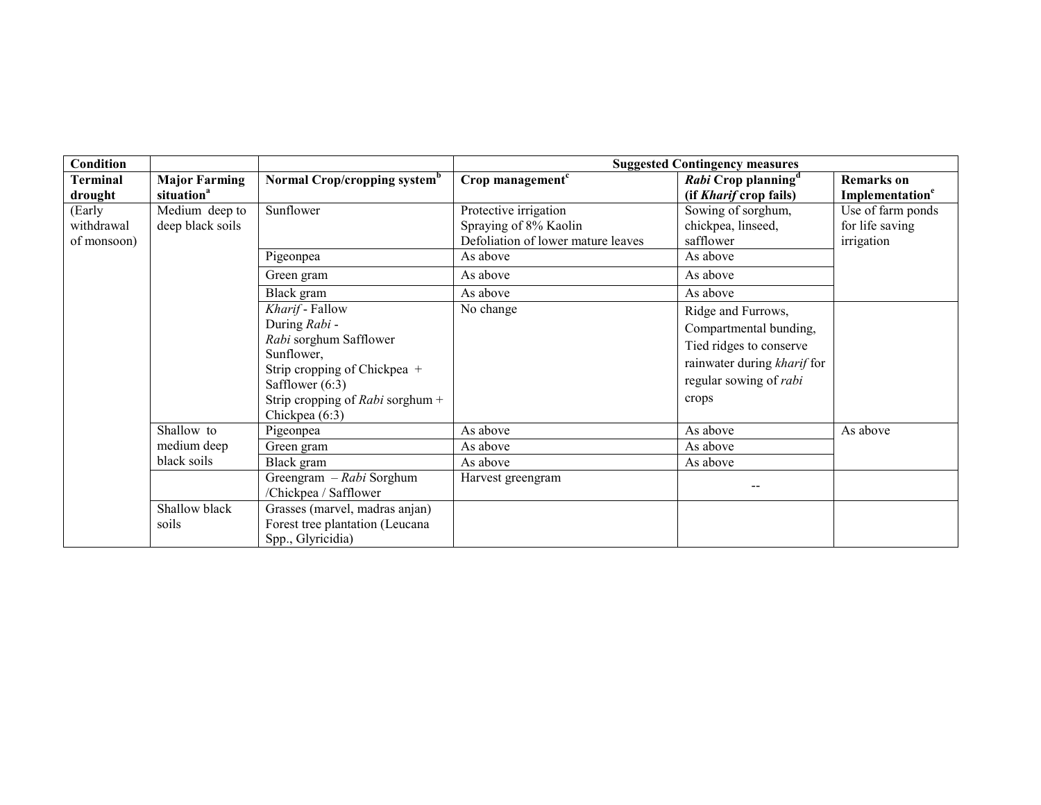| Condition | | | Suggested Contingency measures | | |
|---|---|---|---|---|---|
| **Terminal drought** | **Major Farming situation**[a] | **Normal Crop/cropping system**[b] | **Crop management**[c] | ***Rabi* Crop planning**[d] **(if *Kharif* crop fails)** | **Remarks on Implementation**[e] |
| (Early withdrawal of monsoon) | Medium deep to deep black soils | Sunflower | Protective irrigation<br>Spraying of 8% Kaolin<br>Defoliation of lower mature leaves | Sowing of sorghum, chickpea, linseed, safflower | Use of farm ponds for life saving irrigation |
| | | Pigeonpea | As above | As above | |
| | | Green gram | As above | As above | |
| | | Black gram | As above | As above | |
| | | *Kharif* - Fallow<br>During *Rabi* -<br>*Rabi* sorghum Safflower Sunflower,<br>Strip cropping of Chickpea + Safflower (6:3)<br>Strip cropping of *Rabi* sorghum + Chickpea (6:3) | No change | Ridge and Furrows, Compartmental bunding, Tied ridges to conserve rainwater during *kharif* for regular sowing of *rabi* crops | |
| | Shallow to medium deep black soils | Pigeonpea | As above | As above | As above |
| | | Green gram | As above | As above | |
| | | Black gram | As above | As above | |
| | | Greengram – *Rabi* Sorghum /Chickpea / Safflower | Harvest greengram | -- | |
| | Shallow black soils | Grasses (marvel, madras anjan)<br>Forest tree plantation (Leucana Spp., Glyricidia) | | | |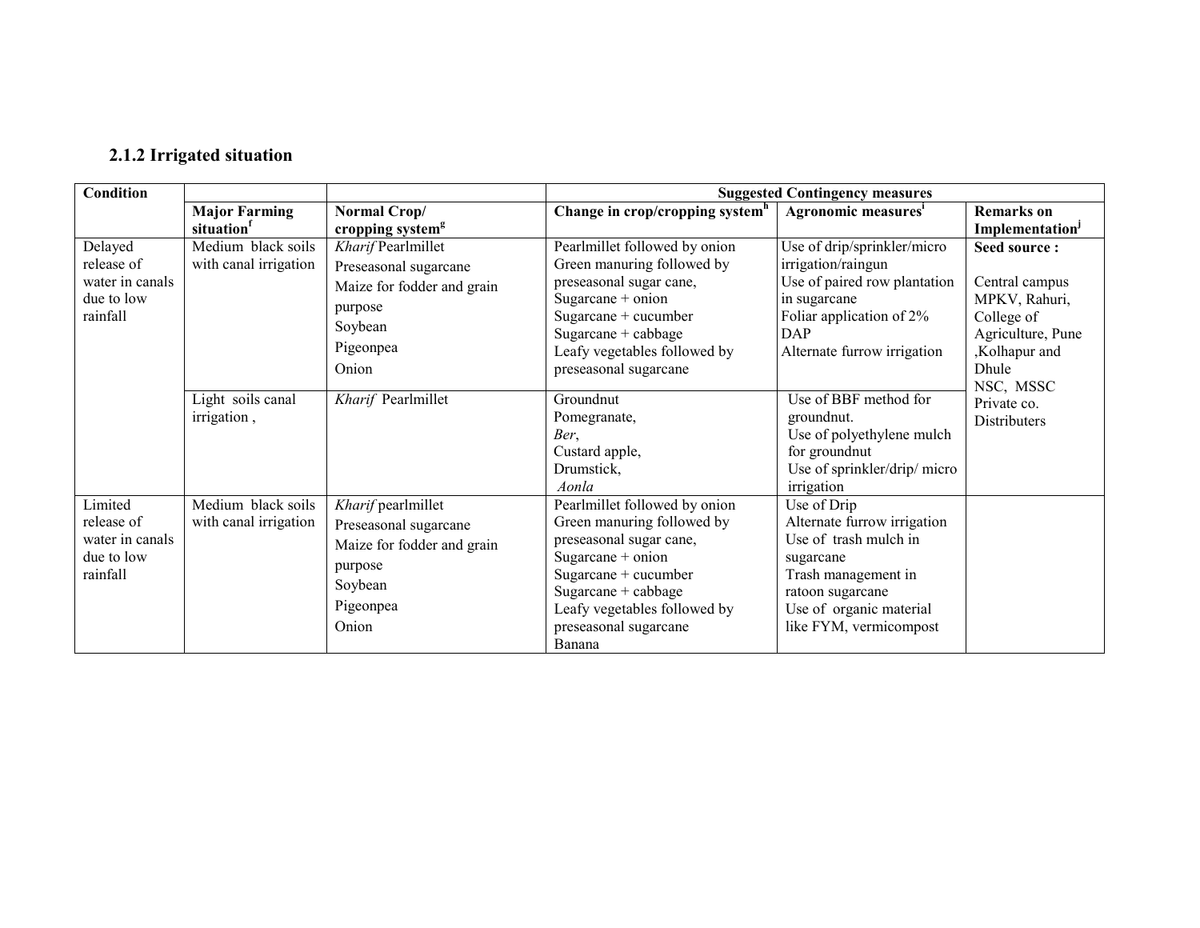### 2.1.2 Irrigated situation

| Condition | | | Suggested Contingency measures | | |
|---|---|---|---|---|---|
| | Major Farming situation[f] | Normal Crop/ cropping system[g] | Change in crop/cropping system[h] | Agronomic measures[i] | Remarks on Implementation[j] |
| Delayed release of water in canals due to low rainfall | Medium black soils with canal irrigation | *Kharif* Pearlmillet<br>Preseasonal sugarcane<br>Maize for fodder and grain purpose<br>Soybean<br>Pigeonpea<br>Onion | Pearlmillet followed by onion<br>Green manuring followed by preseasonal sugar cane,<br>Sugarcane + onion<br>Sugarcane + cucumber<br>Sugarcane + cabbage<br>Leafy vegetables followed by preseasonal sugarcane | Use of drip/sprinkler/micro irrigation/raingun<br>Use of paired row plantation in sugarcane<br>Foliar application of 2% DAP<br>Alternate furrow irrigation | **Seed source :**<br><br>Central campus MPKV, Rahuri, College of Agriculture, Pune ,Kolhapur and Dhule<br>NSC, MSSC<br>Private co.<br>Distributers |
| | Light soils canal irrigation , | *Kharif* Pearlmillet | Groundnut<br>Pomegranate,<br>*Ber*,<br>Custard apple,<br>Drumstick,<br>*Aonla* | Use of BBF method for groundnut.<br>Use of polyethylene mulch for groundnut<br>Use of sprinkler/drip/ micro irrigation | |
| Limited release of water in canals due to low rainfall | Medium black soils with canal irrigation | *Kharif* pearlmillet<br>Preseasonal sugarcane<br>Maize for fodder and grain purpose<br>Soybean<br>Pigeonpea<br>Onion | Pearlmillet followed by onion<br>Green manuring followed by preseasonal sugar cane,<br>Sugarcane + onion<br>Sugarcane + cucumber<br>Sugarcane + cabbage<br>Leafy vegetables followed by preseasonal sugarcane<br>Banana | Use of Drip<br>Alternate furrow irrigation<br>Use of trash mulch in sugarcane<br>Trash management in ratoon sugarcane<br>Use of organic material like FYM, vermicompost | |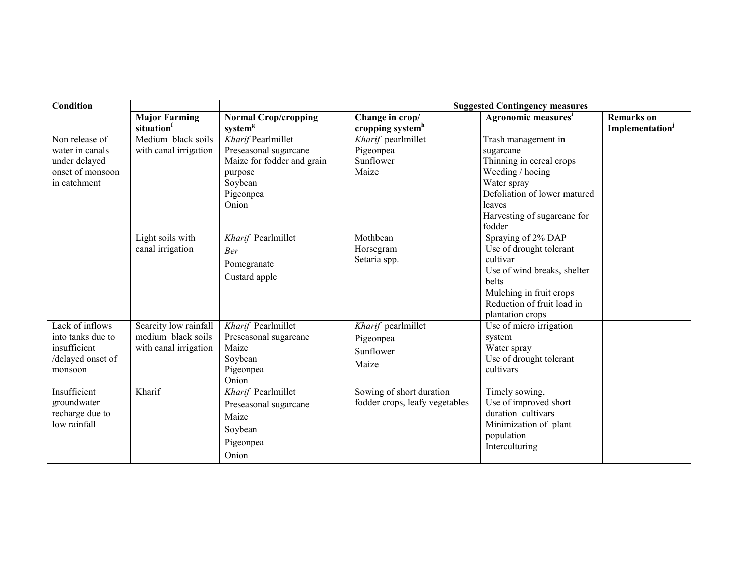| Condition | | | Suggested Contingency measures | | |
|---|---|---|---|---|---|
| | Major Farming situation[f] | Normal Crop/cropping system[g] | Change in crop/ cropping system[h] | Agronomic measures[i] | Remarks on Implementation[j] |
| Non release of water in canals under delayed onset of monsoon in catchment | Medium black soils with canal irrigation | *Kharif* Pearlmillet<br>Preseasonal sugarcane<br>Maize for fodder and grain purpose<br>Soybean<br>Pigeonpea<br>Onion | *Kharif* pearlmillet<br>Pigeonpea<br>Sunflower<br>Maize | Trash management in sugarcane<br>Thinning in cereal crops<br>Weeding / hoeing<br>Water spray<br>Defoliation of lower matured leaves<br>Harvesting of sugarcane for fodder | |
| | Light soils with canal irrigation | *Kharif* Pearlmillet<br>*Ber*<br>Pomegranate<br>Custard apple | Mothbean<br>Horsegram<br>Setaria spp. | Spraying of 2% DAP<br>Use of drought tolerant cultivar<br>Use of wind breaks, shelter belts<br>Mulching in fruit crops<br>Reduction of fruit load in plantation crops | |
| Lack of inflows into tanks due to insufficient /delayed onset of monsoon | Scarcity low rainfall medium black soils with canal irrigation | *Kharif* Pearlmillet<br>Preseasonal sugarcane<br>Maize<br>Soybean<br>Pigeonpea<br>Onion | *Kharif* pearlmillet<br>Pigeonpea<br>Sunflower<br>Maize | Use of micro irrigation system<br>Water spray<br>Use of drought tolerant cultivars | |
| Insufficient groundwater recharge due to low rainfall | Kharif | *Kharif* Pearlmillet<br>Preseasonal sugarcane<br>Maize<br>Soybean<br>Pigeonpea<br>Onion | Sowing of short duration fodder crops, leafy vegetables | Timely sowing,<br>Use of improved short duration cultivars<br>Minimization of plant population<br>Interculturing | |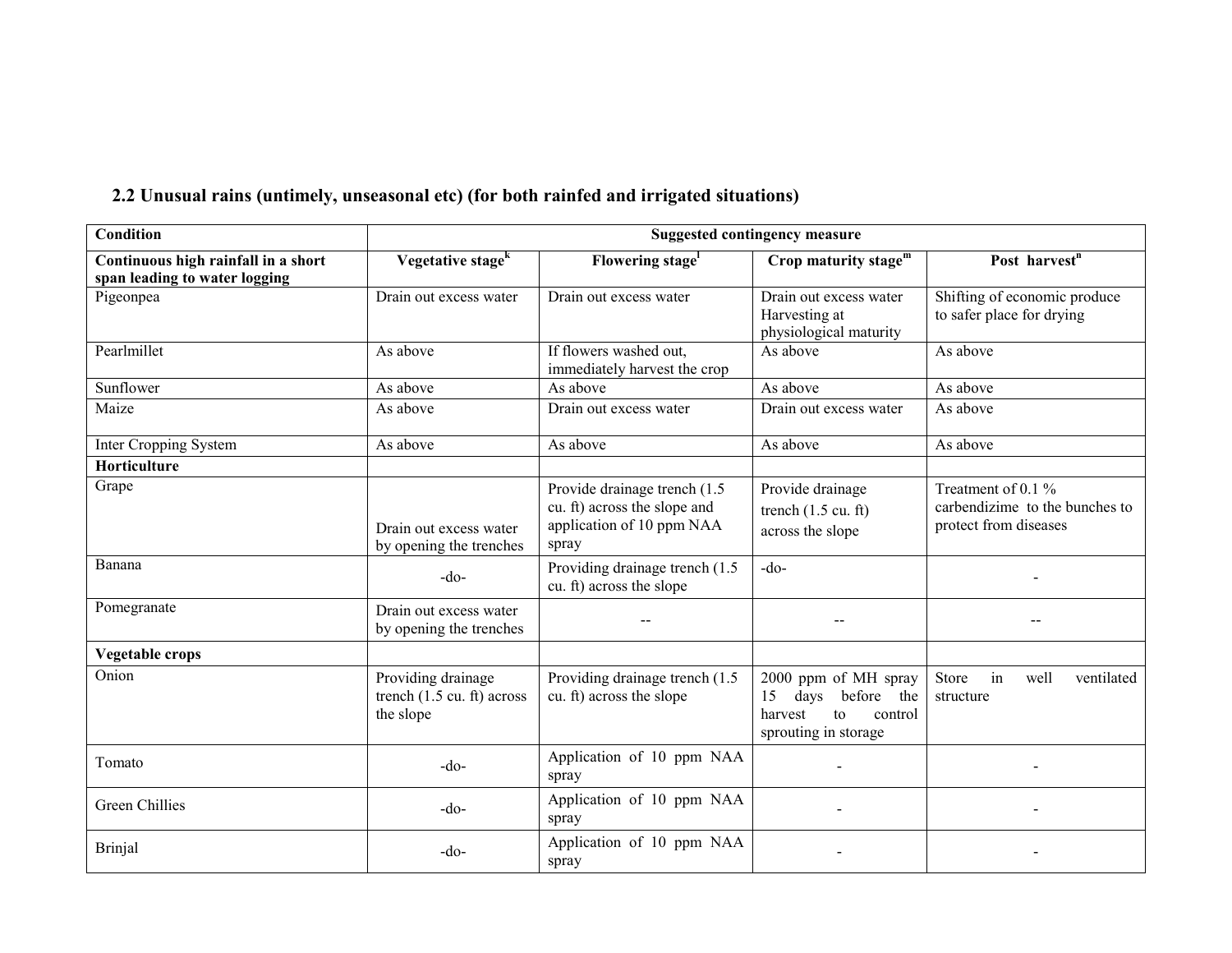## 2.2 Unusual rains (untimely, unseasonal etc) (for both rainfed and irrigated situations)

| Condition | Suggested contingency measure | | | |
|---|---|---|---|---|
| **Continuous high rainfall in a short span leading to water logging** | **Vegetative stage[k]** | **Flowering stage[l]** | **Crop maturity stage[m]** | **Post harvest[n]** |
| Pigeonpea | Drain out excess water | Drain out excess water | Drain out excess water Harvesting at physiological maturity | Shifting of economic produce to safer place for drying |
| Pearlmillet | As above | If flowers washed out, immediately harvest the crop | As above | As above |
| Sunflower | As above | As above | As above | As above |
| Maize | As above | Drain out excess water | Drain out excess water | As above |
| Inter Cropping System | As above | As above | As above | As above |
| **Horticulture** | | | | |
| Grape | Drain out excess water by opening the trenches | Provide drainage trench (1.5 cu. ft) across the slope and application of 10 ppm NAA spray | Provide drainage trench (1.5 cu. ft) across the slope | Treatment of 0.1 % carbendizime to the bunches to protect from diseases |
| Banana | -do- | Providing drainage trench (1.5 cu. ft) across the slope | -do- | - |
| Pomegranate | Drain out excess water by opening the trenches | -- | -- | -- |
| **Vegetable crops** | | | | |
| Onion | Providing drainage trench (1.5 cu. ft) across the slope | Providing drainage trench (1.5 cu. ft) across the slope | 2000 ppm of MH spray 15 days before the harvest to control sprouting in storage | Store in well ventilated structure |
| Tomato | -do- | Application of 10 ppm NAA spray | - | - |
| Green Chillies | -do- | Application of 10 ppm NAA spray | - | - |
| Brinjal | -do- | Application of 10 ppm NAA spray | - | - |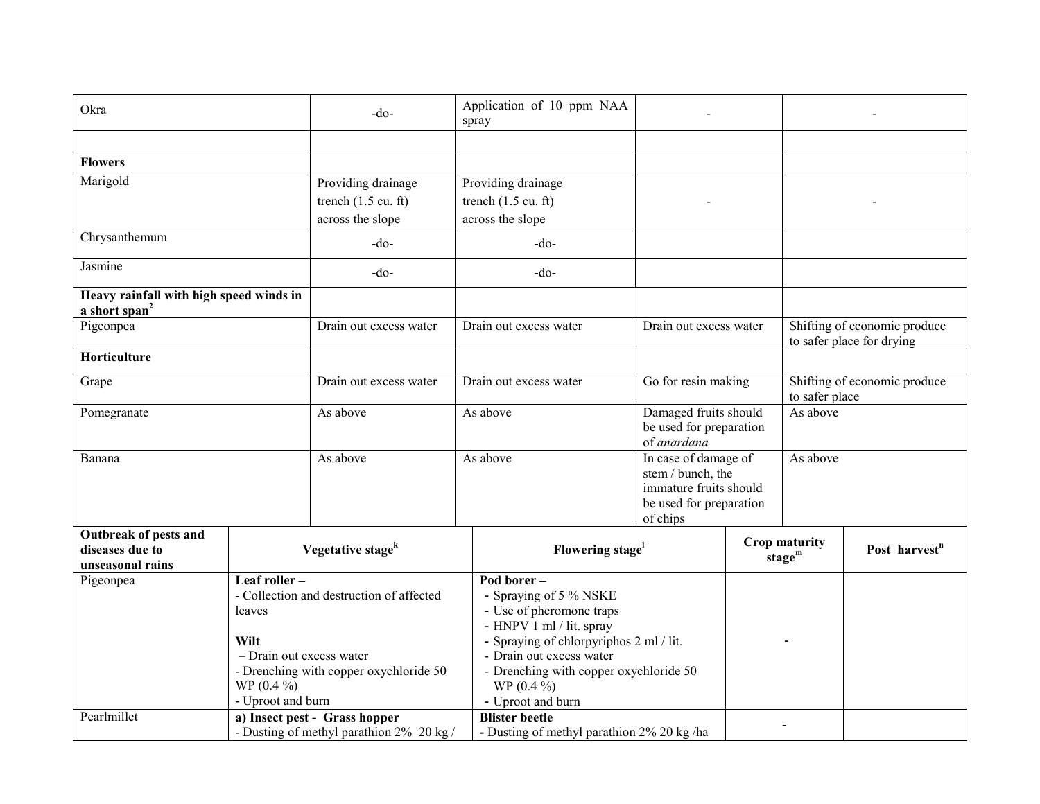| Okra | -do- | Application of 10 ppm NAA spray | - | - |
|---|---|---|---|---|
| | | | | |
| **Flowers** | | | | |
| Marigold | Providing drainage trench (1.5 cu. ft) across the slope | Providing drainage trench (1.5 cu. ft) across the slope | - | - |
| Chrysanthemum | -do- | -do- | | |
| Jasmine | -do- | -do- | | |
| **Heavy rainfall with high speed winds in a short span**[2] | | | | |
| Pigeonpea | Drain out excess water | Drain out excess water | Drain out excess water | Shifting of economic produce to safer place for drying |
| **Horticulture** | | | | |
| Grape | Drain out excess water | Drain out excess water | Go for resin making | Shifting of economic produce to safer place |
| Pomegranate | As above | As above | Damaged fruits should be used for preparation of *anardana* | As above |
| Banana | As above | As above | In case of damage of stem / bunch, the immature fruits should be used for preparation of chips | As above |

| **Outbreak of pests and diseases due to unseasonal rains** | **Vegetative stage**[k] | **Flowering stage**[l] | **Crop maturity stage**[m] | **Post harvest**[n] |
|---|---|---|---|---|
| Pigeonpea | **Leaf roller –**<br>- Collection and destruction of affected leaves<br><br>**Wilt**<br>– Drain out excess water<br>- Drenching with copper oxychloride 50 WP (0.4 %)<br>- Uproot and burn | **Pod borer –**<br>- Spraying of 5 % NSKE<br>- Use of pheromone traps<br>- HNPV 1 ml / lit. spray<br>- Spraying of chlorpyriphos 2 ml / lit.<br>- Drain out excess water<br>- Drenching with copper oxychloride 50 WP (0.4 %)<br>- Uproot and burn | - | |
| Pearlmillet | **a) Insect pest - Grass hopper**<br>- Dusting of methyl parathion 2% 20 kg / | **Blister beetle**<br>**-** Dusting of methyl parathion 2% 20 kg /ha | - | |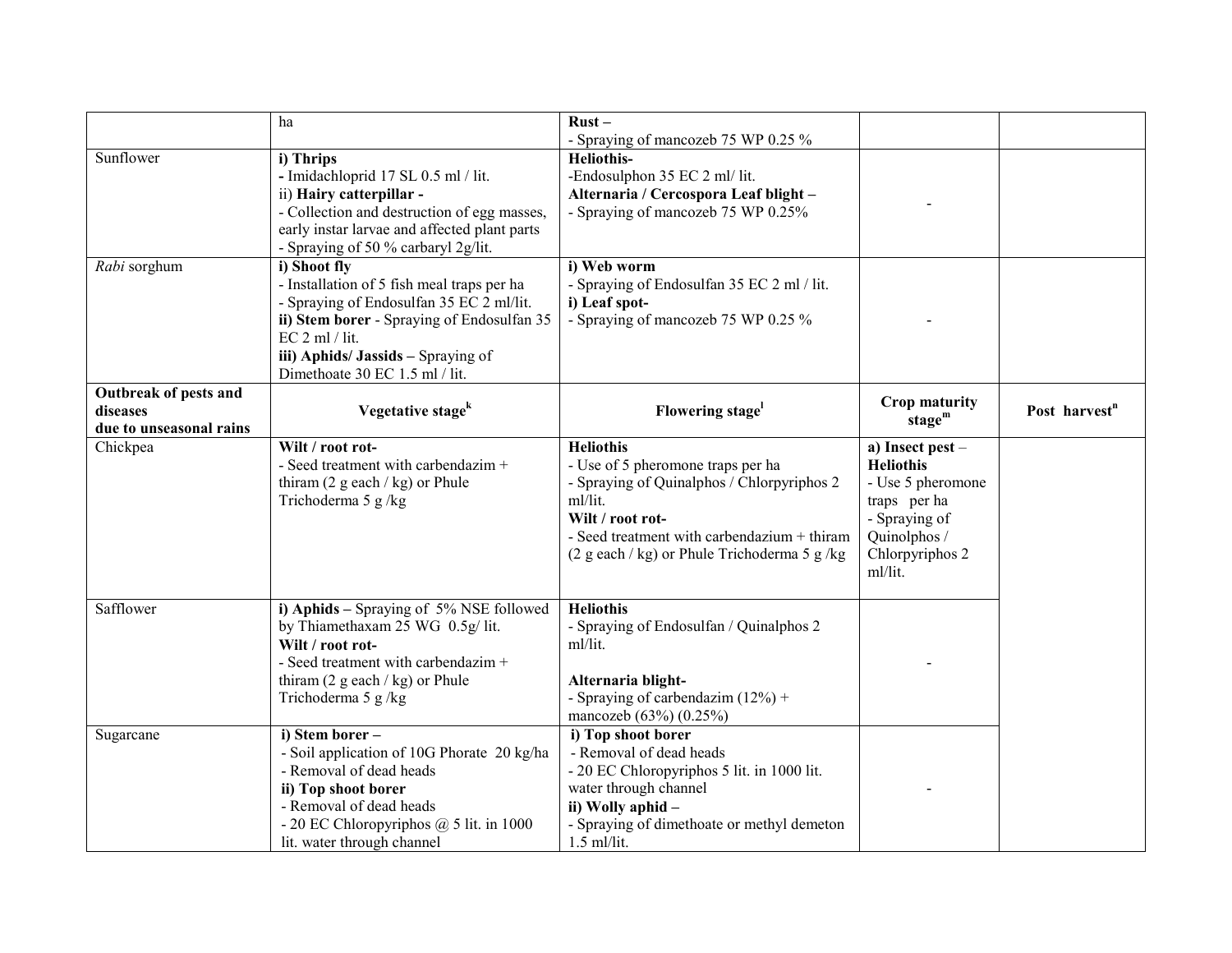| | | | | |
|---|---|---|---|---|
| | ha | **Rust –**<br>- Spraying of mancozeb 75 WP 0.25 % | | |
| Sunflower | **i) Thrips**<br>**-** Imidachloprid 17 SL 0.5 ml / lit.<br>ii) **Hairy catterpillar -**<br>- Collection and destruction of egg masses, early instar larvae and affected plant parts<br>- Spraying of 50 % carbaryl 2g/lit. | **Heliothis-**<br>-Endosulphon 35 EC 2 ml/ lit.<br>**Alternaria / Cercospora Leaf blight –**<br>- Spraying of mancozeb 75 WP 0.25% | - | |
| *Rabi* sorghum | **i) Shoot fly**<br>- Installation of 5 fish meal traps per ha<br>- Spraying of Endosulfan 35 EC 2 ml/lit.<br>**ii) Stem borer** - Spraying of Endosulfan 35 EC 2 ml / lit.<br>**iii) Aphids/ Jassids –** Spraying of Dimethoate 30 EC 1.5 ml / lit. | **i) Web worm**<br>- Spraying of Endosulfan 35 EC 2 ml / lit.<br>**i) Leaf spot-**<br>- Spraying of mancozeb 75 WP 0.25 % | - | |
| **Outbreak of pests and diseases due to unseasonal rains** | **Vegetative stage[k]** | **Flowering stage[l]** | **Crop maturity stage[m]** | **Post harvest[n]** |
| Chickpea | **Wilt / root rot-**<br>- Seed treatment with carbendazim + thiram (2 g each / kg) or Phule Trichoderma 5 g /kg | **Heliothis**<br>- Use of 5 pheromone traps per ha<br>- Spraying of Quinalphos / Chlorpyriphos 2 ml/lit.<br>**Wilt / root rot-**<br>- Seed treatment with carbendazium + thiram (2 g each / kg) or Phule Trichoderma 5 g /kg | **a) Insect pest – Heliothis**<br>- Use 5 pheromone traps per ha<br>- Spraying of Quinolphos / Chlorpyriphos 2 ml/lit. | |
| Safflower | **i) Aphids –** Spraying of 5% NSE followed by Thiamethaxam 25 WG 0.5g/ lit.<br>**Wilt / root rot-**<br>- Seed treatment with carbendazim + thiram (2 g each / kg) or Phule Trichoderma 5 g /kg | **Heliothis**<br>- Spraying of Endosulfan / Quinalphos 2 ml/lit.<br><br>**Alternaria blight-**<br>- Spraying of carbendazim (12%) + mancozeb (63%) (0.25%) | - | |
| Sugarcane | **i) Stem borer –**<br>- Soil application of 10G Phorate 20 kg/ha<br>- Removal of dead heads<br>**ii) Top shoot borer**<br>- Removal of dead heads<br>- 20 EC Chloropyriphos @ 5 lit. in 1000 lit. water through channel | **i) Top shoot borer**<br>- Removal of dead heads<br>- 20 EC Chloropyriphos 5 lit. in 1000 lit. water through channel<br>**ii) Wolly aphid –**<br>- Spraying of dimethoate or methyl demeton 1.5 ml/lit. | - | |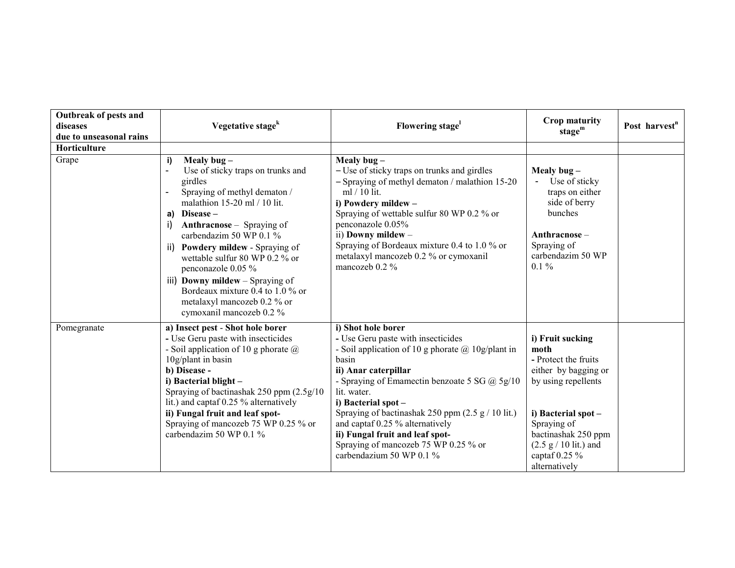| Outbreak of pests and diseases due to unseasonal rains | Vegetative stage[k] | Flowering stage[l] | Crop maturity stage[m] | Post harvest[n] |
|---|---|---|---|---|
| **Horticulture** | | | | |
| Grape | i) **Mealy bug –**<br>- Use of sticky traps on trunks and girdles<br>- Spraying of methyl dematon / malathion 15-20 ml / 10 lit.<br>a) **Disease –**<br>i) **Anthracnose** – Spraying of carbendazim 50 WP 0.1 %<br>ii) **Powdery mildew** - Spraying of wettable sulfur 80 WP 0.2 % or penconazole 0.05 %<br>iii) **Downy mildew** – Spraying of Bordeaux mixture 0.4 to 1.0 % or metalaxyl mancozeb 0.2 % or cymoxanil mancozeb 0.2 % | **Mealy bug –**<br>– Use of sticky traps on trunks and girdles<br>– Spraying of methyl dematon / malathion 15-20 ml / 10 lit.<br>**i) Powdery mildew –**<br>Spraying of wettable sulfur 80 WP 0.2 % or penconazole 0.05%<br>ii) **Downy mildew** –<br>Spraying of Bordeaux mixture 0.4 to 1.0 % or metalaxyl mancozeb 0.2 % or cymoxanil mancozeb 0.2 % | **Mealy bug –**<br>- Use of sticky traps on either side of berry bunches<br><br>**Anthracnose** –<br>Spraying of carbendazim 50 WP 0.1 % | |
| Pomegranate | **a) Insect pest** - **Shot hole borer**<br>**-** Use Geru paste with insecticides<br>- Soil application of 10 g phorate @ 10g/plant in basin<br>**b) Disease -**<br>**i) Bacterial blight –**<br>Spraying of bactinashak 250 ppm (2.5g/10 lit.) and captaf 0.25 % alternatively<br>**ii) Fungal fruit and leaf spot-**<br>Spraying of mancozeb 75 WP 0.25 % or carbendazim 50 WP 0.1 % | **i) Shot hole borer**<br>**-** Use Geru paste with insecticides<br>- Soil application of 10 g phorate @ 10g/plant in basin<br>**ii) Anar caterpillar**<br>- Spraying of Emamectin benzoate 5 SG @ 5g/10 lit. water.<br>**i) Bacterial spot –**<br>Spraying of bactinashak 250 ppm (2.5 g / 10 lit.) and captaf 0.25 % alternatively<br>**ii) Fungal fruit and leaf spot-**<br>Spraying of mancozeb 75 WP 0.25 % or carbendazium 50 WP 0.1 % | **i) Fruit sucking moth**<br>**-** Protect the fruits either by bagging or by using repellents<br><br>**i) Bacterial spot –**<br>Spraying of bactinashak 250 ppm (2.5 g / 10 lit.) and captaf 0.25 % alternatively | |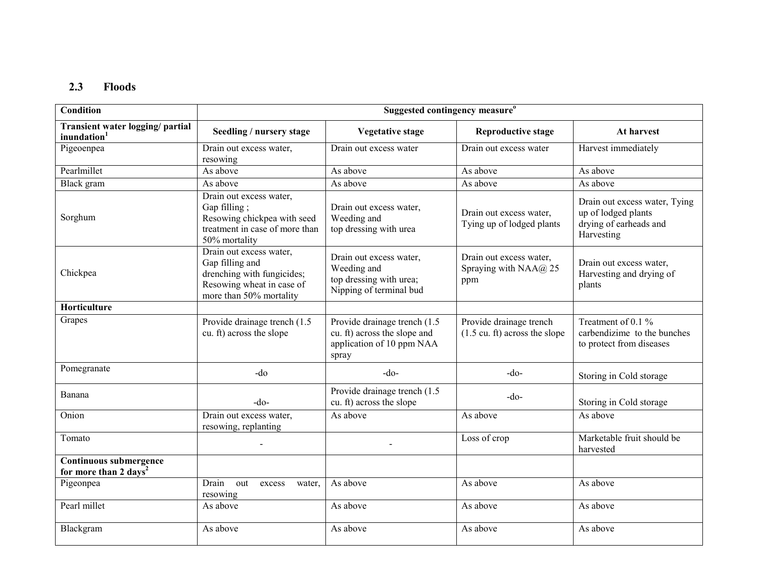## 2.3 Floods

| Condition | Suggested contingency measure[o] | | | |
|---|---|---|---|---|
| **Transient water logging/ partial inundation[1]** | **Seedling / nursery stage** | **Vegetative stage** | **Reproductive stage** | **At harvest** |
| Pigeoenpea | Drain out excess water, resowing | Drain out excess water | Drain out excess water | Harvest immediately |
| Pearlmillet | As above | As above | As above | As above |
| Black gram | As above | As above | As above | As above |
| Sorghum | Drain out excess water, Gap filling ; Resowing chickpea with seed treatment in case of more than 50% mortality | Drain out excess water, Weeding and top dressing with urea | Drain out excess water, Tying up of lodged plants | Drain out excess water, Tying up of lodged plants drying of earheads and Harvesting |
| Chickpea | Drain out excess water, Gap filling and drenching with fungicides; Resowing wheat in case of more than 50% mortality | Drain out excess water, Weeding and top dressing with urea; Nipping of terminal bud | Drain out excess water, Spraying with NAA@ 25 ppm | Drain out excess water, Harvesting and drying of plants |
| **Horticulture** | | | | |
| Grapes | Provide drainage trench (1.5 cu. ft) across the slope | Provide drainage trench (1.5 cu. ft) across the slope and application of 10 ppm NAA spray | Provide drainage trench (1.5 cu. ft) across the slope | Treatment of 0.1 % carbendizime to the bunches to protect from diseases |
| Pomegranate | -do | -do- | -do- | Storing in Cold storage |
| Banana | -do- | Provide drainage trench (1.5 cu. ft) across the slope | -do- | Storing in Cold storage |
| Onion | Drain out excess water, resowing, replanting | As above | As above | As above |
| Tomato | - | - | Loss of crop | Marketable fruit should be harvested |
| **Continuous submergence for more than 2 days[2]** | | | | |
| Pigeonpea | Drain out excess water, resowing | As above | As above | As above |
| Pearl millet | As above | As above | As above | As above |
| Blackgram | As above | As above | As above | As above |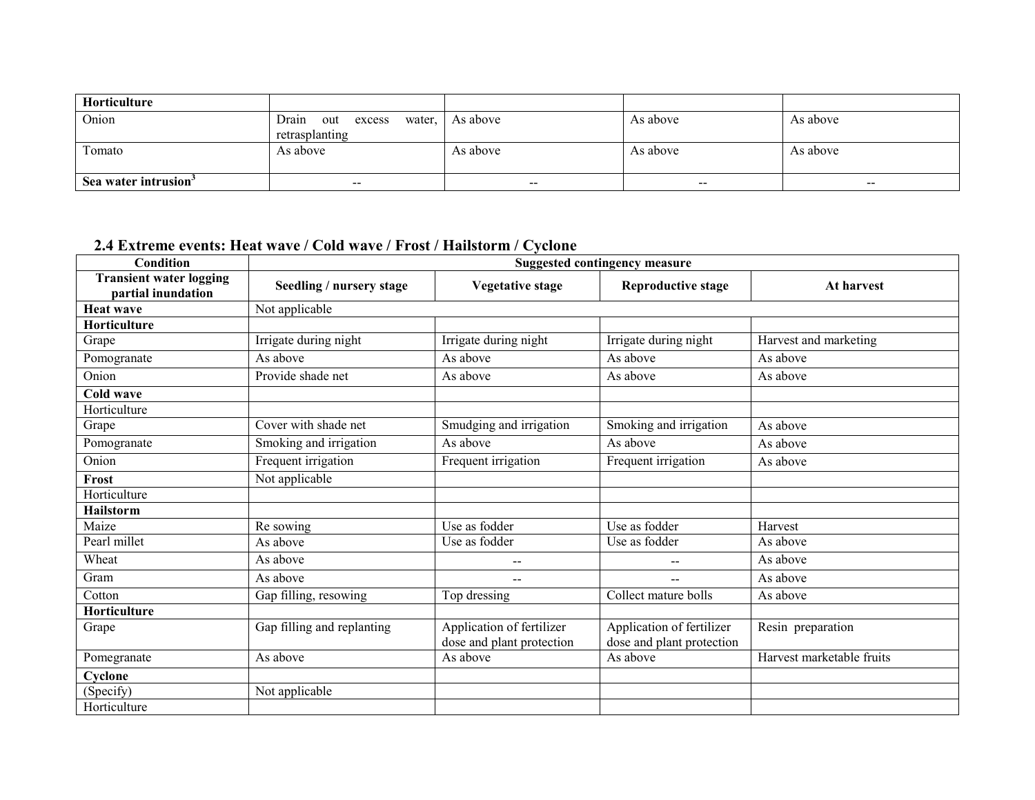| | | | | |
|---|---|---|---|---|
| **Horticulture** | | | | |
| Onion | Drain out excess water, retrasplanting | As above | As above | As above |
| Tomato | As above | As above | As above | As above |
| **Sea water intrusion**[3] | -- | -- | -- | -- |

### 2.4 Extreme events: Heat wave / Cold wave / Frost / Hailstorm / Cyclone

| **Condition** | **Suggested contingency measure** | | | |
|---|---|---|---|---|
| **Transient water logging partial inundation** | **Seedling / nursery stage** | **Vegetative stage** | **Reproductive stage** | **At harvest** |
| **Heat wave** | Not applicable | | | |
| **Horticulture** | | | | |
| Grape | Irrigate during night | Irrigate during night | Irrigate during night | Harvest and marketing |
| Pomogranate | As above | As above | As above | As above |
| Onion | Provide shade net | As above | As above | As above |
| **Cold wave** | | | | |
| Horticulture | | | | |
| Grape | Cover with shade net | Smudging and irrigation | Smoking and irrigation | As above |
| Pomogranate | Smoking and irrigation | As above | As above | As above |
| Onion | Frequent irrigation | Frequent irrigation | Frequent irrigation | As above |
| **Frost** | Not applicable | | | |
| Horticulture | | | | |
| **Hailstorm** | | | | |
| Maize | Re sowing | Use as fodder | Use as fodder | Harvest |
| Pearl millet | As above | Use as fodder | Use as fodder | As above |
| Wheat | As above | -- | -- | As above |
| Gram | As above | -- | -- | As above |
| Cotton | Gap filling, resowing | Top dressing | Collect mature bolls | As above |
| **Horticulture** | | | | |
| Grape | Gap filling and replanting | Application of fertilizer dose and plant protection | Application of fertilizer dose and plant protection | Resin preparation |
| Pomegranate | As above | As above | As above | Harvest marketable fruits |
| **Cyclone** | | | | |
| (Specify) | Not applicable | | | |
| Horticulture | | | | |